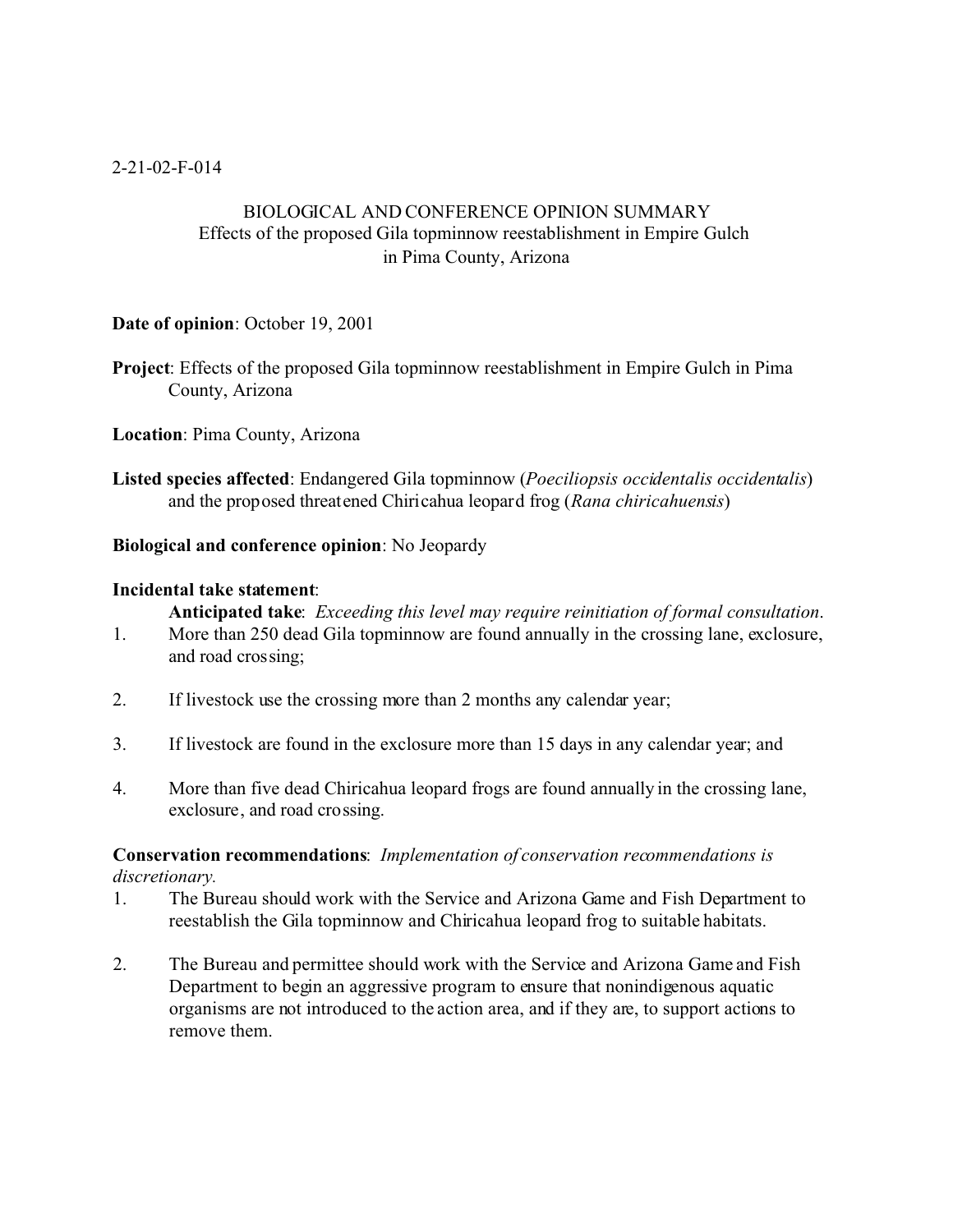2-21-02-F-014

# BIOLOGICAL AND CONFERENCE OPINION SUMMARY
## Effects of the proposed Gila topminnow reestablishment in Empire Gulch in Pima County, Arizona

**Date of opinion**: October 19, 2001

**Project**: Effects of the proposed Gila topminnow reestablishment in Empire Gulch in Pima County, Arizona

**Location**: Pima County, Arizona

**Listed species affected**: Endangered Gila topminnow (*Poeciliopsis occidentalis occidentalis*) and the proposed threatened Chiricahua leopard frog (*Rana chiricahuensis*)

**Biological and conference opinion**: No Jeopardy

**Incidental take statement**:

**Anticipated take**: *Exceeding this level may require reinitiation of formal consultation*.

1. More than 250 dead Gila topminnow are found annually in the crossing lane, exclosure, and road crossing;
2. If livestock use the crossing more than 2 months any calendar year;
3. If livestock are found in the exclosure more than 15 days in any calendar year; and
4. More than five dead Chiricahua leopard frogs are found annually in the crossing lane, exclosure, and road crossing.

**Conservation recommendations**: *Implementation of conservation recommendations is discretionary.*

1. The Bureau should work with the Service and Arizona Game and Fish Department to reestablish the Gila topminnow and Chiricahua leopard frog to suitable habitats.
2. The Bureau and permittee should work with the Service and Arizona Game and Fish Department to begin an aggressive program to ensure that nonindigenous aquatic organisms are not introduced to the action area, and if they are, to support actions to remove them.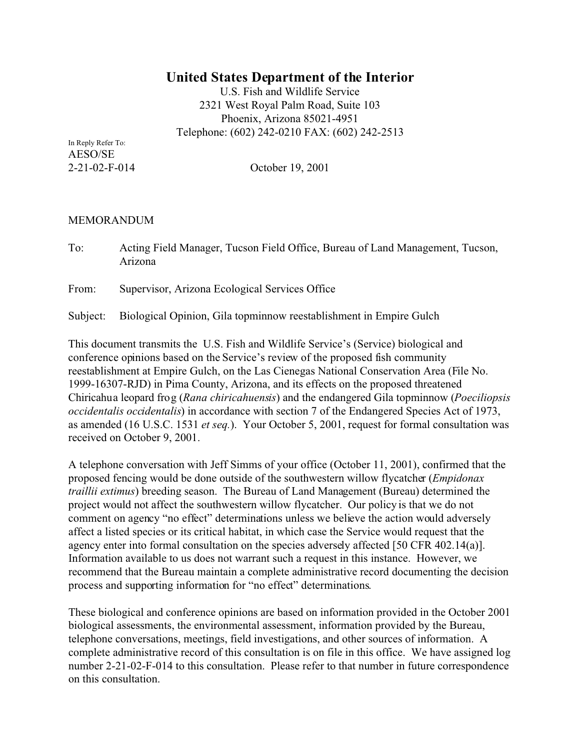# United States Department of the Interior

U.S. Fish and Wildlife Service
2321 West Royal Palm Road, Suite 103
Phoenix, Arizona 85021-4951
Telephone: (602) 242-0210 FAX: (602) 242-2513

In Reply Refer To:
AESO/SE
2-21-02-F-014 October 19, 2001

MEMORANDUM

To: Acting Field Manager, Tucson Field Office, Bureau of Land Management, Tucson, Arizona

From: Supervisor, Arizona Ecological Services Office

Subject: Biological Opinion, Gila topminnow reestablishment in Empire Gulch

This document transmits the U.S. Fish and Wildlife Service's (Service) biological and conference opinions based on the Service's review of the proposed fish community reestablishment at Empire Gulch, on the Las Cienegas National Conservation Area (File No. 1999-16307-RJD) in Pima County, Arizona, and its effects on the proposed threatened Chiricahua leopard frog (*Rana chiricahuensis*) and the endangered Gila topminnow (*Poeciliopsis occidentalis occidentalis*) in accordance with section 7 of the Endangered Species Act of 1973, as amended (16 U.S.C. 1531 *et seq.*). Your October 5, 2001, request for formal consultation was received on October 9, 2001.

A telephone conversation with Jeff Simms of your office (October 11, 2001), confirmed that the proposed fencing would be done outside of the southwestern willow flycatcher (*Empidonax traillii extimus*) breeding season. The Bureau of Land Management (Bureau) determined the project would not affect the southwestern willow flycatcher. Our policy is that we do not comment on agency "no effect" determinations unless we believe the action would adversely affect a listed species or its critical habitat, in which case the Service would request that the agency enter into formal consultation on the species adversely affected [50 CFR 402.14(a)]. Information available to us does not warrant such a request in this instance. However, we recommend that the Bureau maintain a complete administrative record documenting the decision process and supporting information for "no effect" determinations.

These biological and conference opinions are based on information provided in the October 2001 biological assessments, the environmental assessment, information provided by the Bureau, telephone conversations, meetings, field investigations, and other sources of information. A complete administrative record of this consultation is on file in this office. We have assigned log number 2-21-02-F-014 to this consultation. Please refer to that number in future correspondence on this consultation.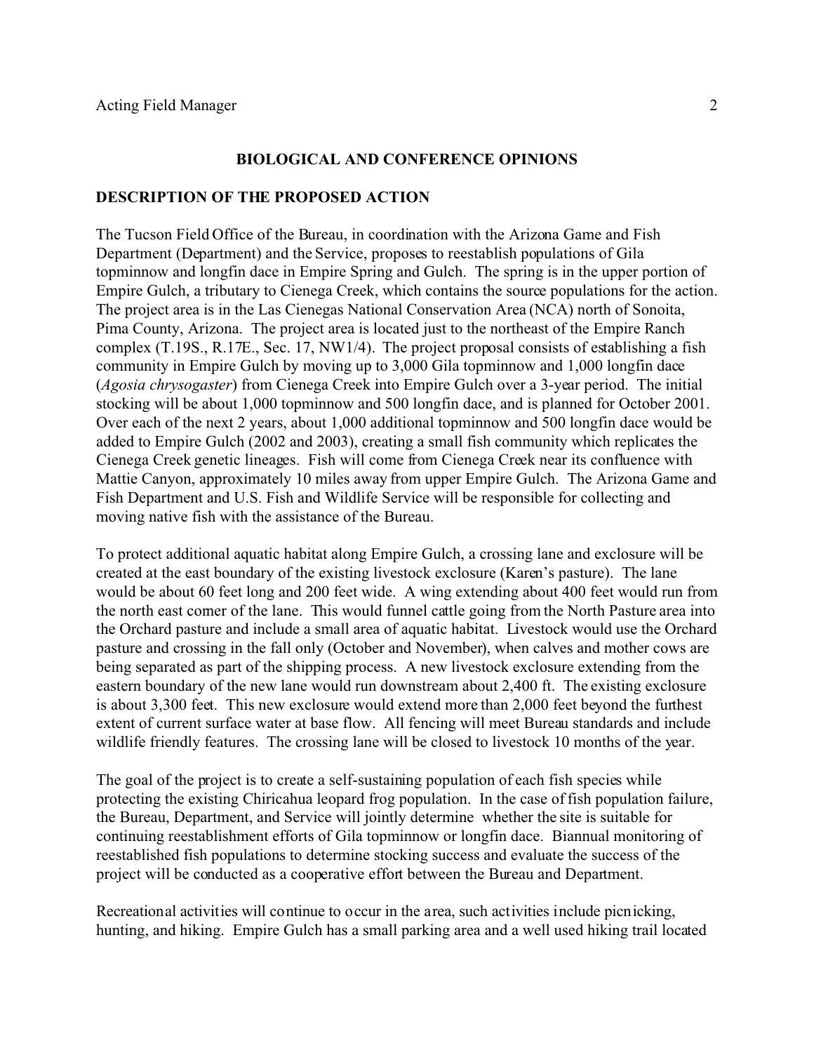## BIOLOGICAL AND CONFERENCE OPINIONS

## DESCRIPTION OF THE PROPOSED ACTION

The Tucson Field Office of the Bureau, in coordination with the Arizona Game and Fish Department (Department) and the Service, proposes to reestablish populations of Gila topminnow and longfin dace in Empire Spring and Gulch. The spring is in the upper portion of Empire Gulch, a tributary to Cienega Creek, which contains the source populations for the action. The project area is in the Las Cienegas National Conservation Area (NCA) north of Sonoita, Pima County, Arizona. The project area is located just to the northeast of the Empire Ranch complex (T.19S., R.17E., Sec. 17, NW1/4). The project proposal consists of establishing a fish community in Empire Gulch by moving up to 3,000 Gila topminnow and 1,000 longfin dace (*Agosia chrysogaster*) from Cienega Creek into Empire Gulch over a 3-year period. The initial stocking will be about 1,000 topminnow and 500 longfin dace, and is planned for October 2001. Over each of the next 2 years, about 1,000 additional topminnow and 500 longfin dace would be added to Empire Gulch (2002 and 2003), creating a small fish community which replicates the Cienega Creek genetic lineages. Fish will come from Cienega Creek near its confluence with Mattie Canyon, approximately 10 miles away from upper Empire Gulch. The Arizona Game and Fish Department and U.S. Fish and Wildlife Service will be responsible for collecting and moving native fish with the assistance of the Bureau.

To protect additional aquatic habitat along Empire Gulch, a crossing lane and exclosure will be created at the east boundary of the existing livestock exclosure (Karen's pasture). The lane would be about 60 feet long and 200 feet wide. A wing extending about 400 feet would run from the north east corner of the lane. This would funnel cattle going from the North Pasture area into the Orchard pasture and include a small area of aquatic habitat. Livestock would use the Orchard pasture and crossing in the fall only (October and November), when calves and mother cows are being separated as part of the shipping process. A new livestock exclosure extending from the eastern boundary of the new lane would run downstream about 2,400 ft. The existing exclosure is about 3,300 feet. This new exclosure would extend more than 2,000 feet beyond the furthest extent of current surface water at base flow. All fencing will meet Bureau standards and include wildlife friendly features. The crossing lane will be closed to livestock 10 months of the year.

The goal of the project is to create a self-sustaining population of each fish species while protecting the existing Chiricahua leopard frog population. In the case of fish population failure, the Bureau, Department, and Service will jointly determine whether the site is suitable for continuing reestablishment efforts of Gila topminnow or longfin dace. Biannual monitoring of reestablished fish populations to determine stocking success and evaluate the success of the project will be conducted as a cooperative effort between the Bureau and Department.

Recreational activities will continue to occur in the area, such activities include picnicking, hunting, and hiking. Empire Gulch has a small parking area and a well used hiking trail located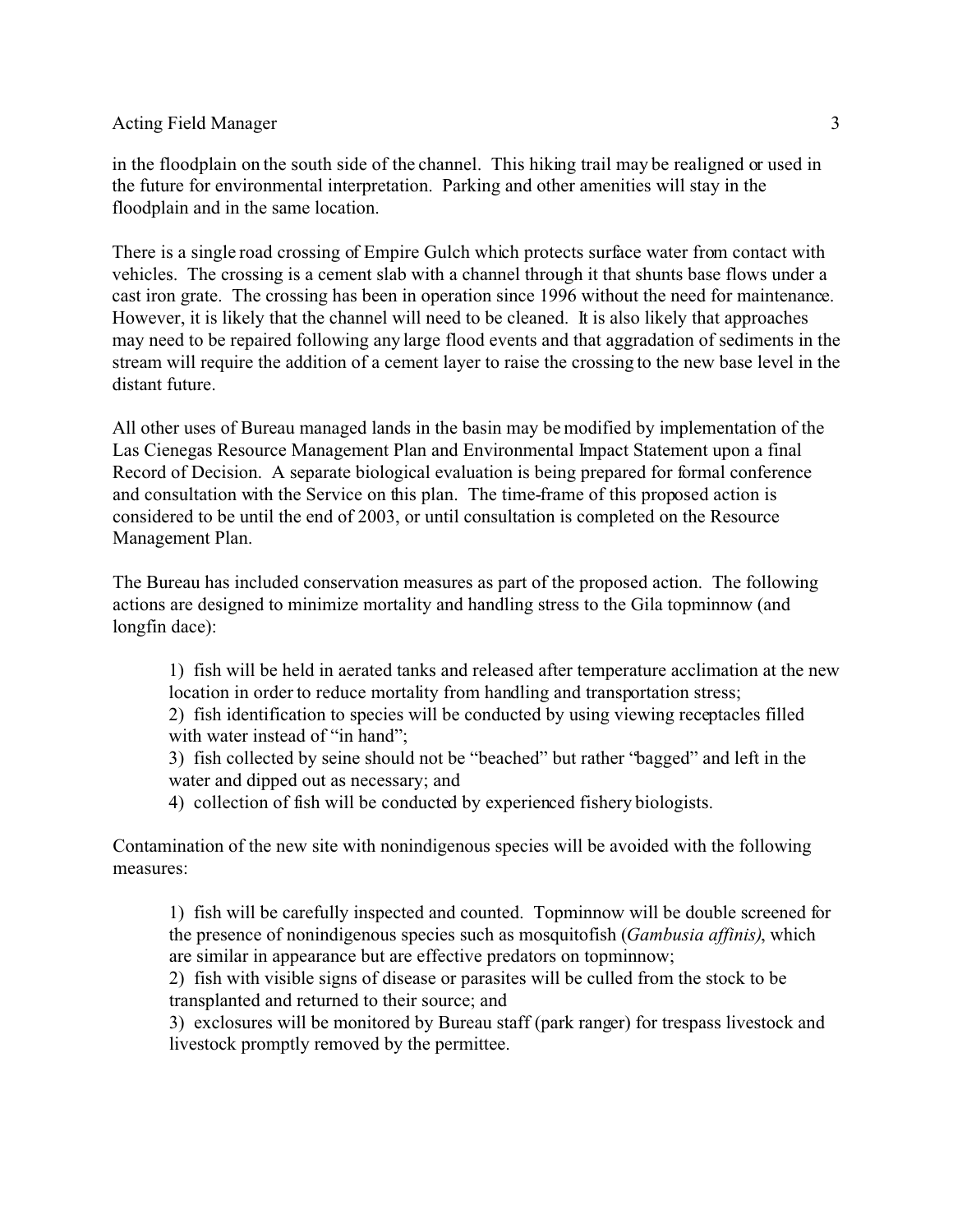in the floodplain on the south side of the channel. This hiking trail may be realigned or used in the future for environmental interpretation. Parking and other amenities will stay in the floodplain and in the same location.

There is a single road crossing of Empire Gulch which protects surface water from contact with vehicles. The crossing is a cement slab with a channel through it that shunts base flows under a cast iron grate. The crossing has been in operation since 1996 without the need for maintenance. However, it is likely that the channel will need to be cleaned. It is also likely that approaches may need to be repaired following any large flood events and that aggradation of sediments in the stream will require the addition of a cement layer to raise the crossing to the new base level in the distant future.

All other uses of Bureau managed lands in the basin may be modified by implementation of the Las Cienegas Resource Management Plan and Environmental Impact Statement upon a final Record of Decision. A separate biological evaluation is being prepared for formal conference and consultation with the Service on this plan. The time-frame of this proposed action is considered to be until the end of 2003, or until consultation is completed on the Resource Management Plan.

The Bureau has included conservation measures as part of the proposed action. The following actions are designed to minimize mortality and handling stress to the Gila topminnow (and longfin dace):

1) fish will be held in aerated tanks and released after temperature acclimation at the new location in order to reduce mortality from handling and transportation stress;
2) fish identification to species will be conducted by using viewing receptacles filled with water instead of "in hand";
3) fish collected by seine should not be "beached" but rather "bagged" and left in the water and dipped out as necessary; and
4) collection of fish will be conducted by experienced fishery biologists.

Contamination of the new site with nonindigenous species will be avoided with the following measures:

1) fish will be carefully inspected and counted. Topminnow will be double screened for the presence of nonindigenous species such as mosquitofish (*Gambusia affinis)*, which are similar in appearance but are effective predators on topminnow;
2) fish with visible signs of disease or parasites will be culled from the stock to be transplanted and returned to their source; and
3) exclosures will be monitored by Bureau staff (park ranger) for trespass livestock and livestock promptly removed by the permittee.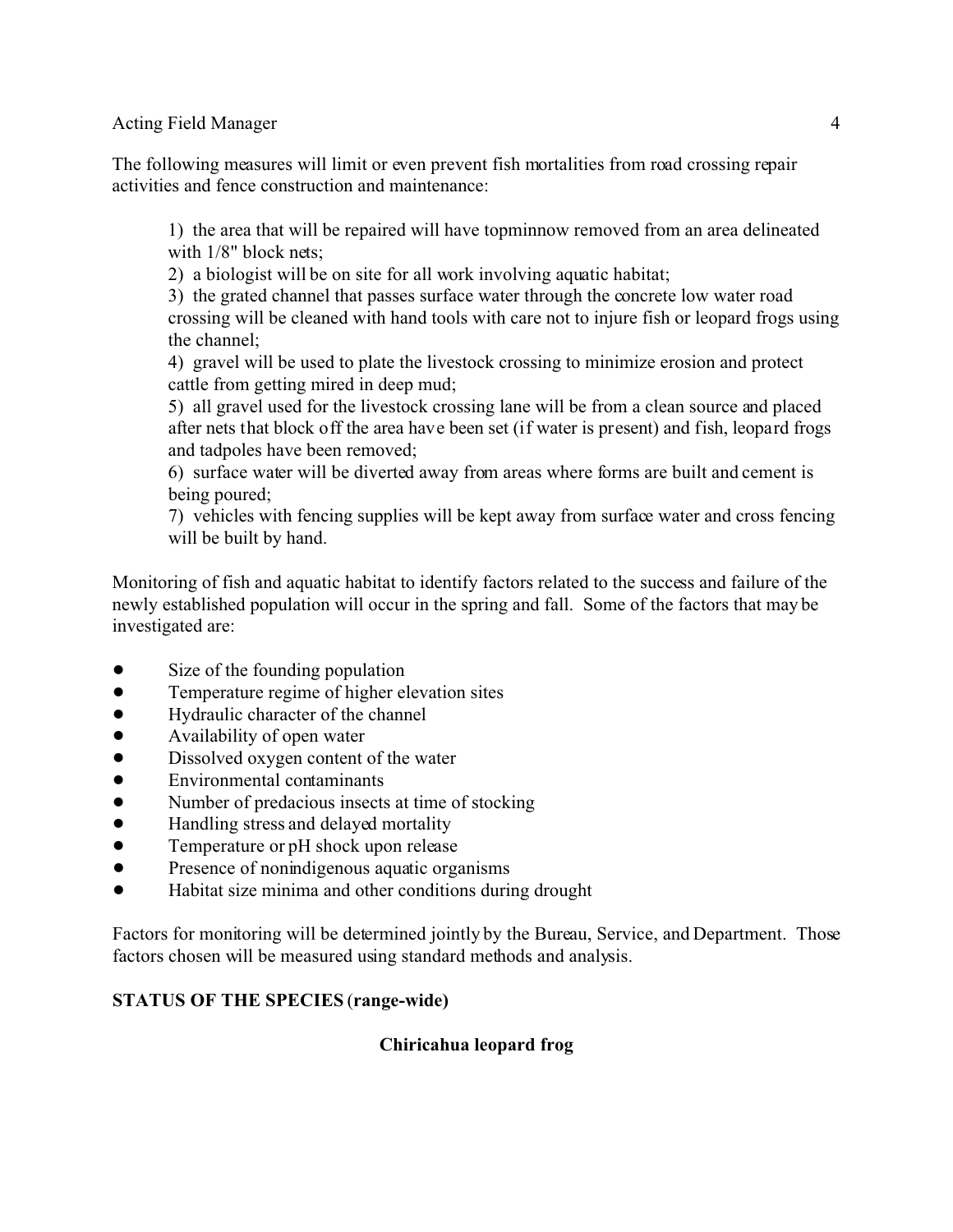The following measures will limit or even prevent fish mortalities from road crossing repair activities and fence construction and maintenance:

> 1) the area that will be repaired will have topminnow removed from an area delineated with 1/8" block nets;
> 2) a biologist will be on site for all work involving aquatic habitat;
> 3) the grated channel that passes surface water through the concrete low water road crossing will be cleaned with hand tools with care not to injure fish or leopard frogs using the channel;
> 4) gravel will be used to plate the livestock crossing to minimize erosion and protect cattle from getting mired in deep mud;
> 5) all gravel used for the livestock crossing lane will be from a clean source and placed after nets that block off the area have been set (if water is present) and fish, leopard frogs and tadpoles have been removed;
> 6) surface water will be diverted away from areas where forms are built and cement is being poured;
> 7) vehicles with fencing supplies will be kept away from surface water and cross fencing will be built by hand.

Monitoring of fish and aquatic habitat to identify factors related to the success and failure of the newly established population will occur in the spring and fall. Some of the factors that may be investigated are:

- Size of the founding population
- Temperature regime of higher elevation sites
- Hydraulic character of the channel
- Availability of open water
- Dissolved oxygen content of the water
- Environmental contaminants
- Number of predacious insects at time of stocking
- Handling stress and delayed mortality
- Temperature or pH shock upon release
- Presence of nonindigenous aquatic organisms
- Habitat size minima and other conditions during drought

Factors for monitoring will be determined jointly by the Bureau, Service, and Department. Those factors chosen will be measured using standard methods and analysis.

## STATUS OF THE SPECIES (range-wide)

### Chiricahua leopard frog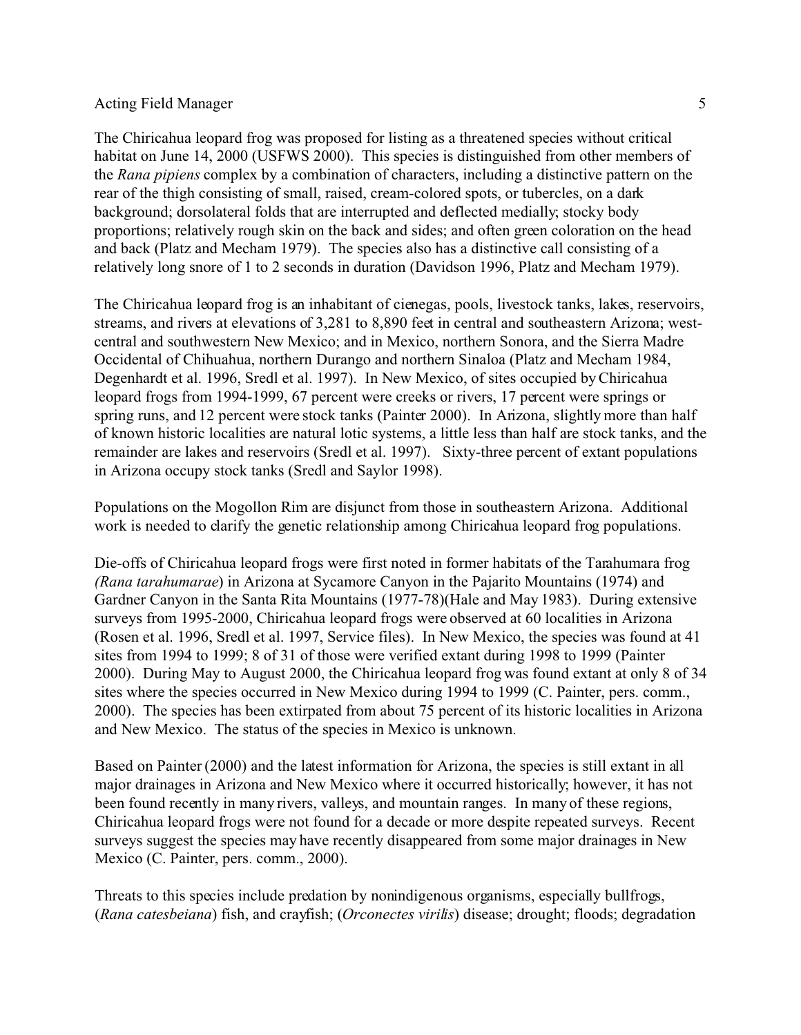The Chiricahua leopard frog was proposed for listing as a threatened species without critical habitat on June 14, 2000 (USFWS 2000). This species is distinguished from other members of the *Rana pipiens* complex by a combination of characters, including a distinctive pattern on the rear of the thigh consisting of small, raised, cream-colored spots, or tubercles, on a dark background; dorsolateral folds that are interrupted and deflected medially; stocky body proportions; relatively rough skin on the back and sides; and often green coloration on the head and back (Platz and Mecham 1979). The species also has a distinctive call consisting of a relatively long snore of 1 to 2 seconds in duration (Davidson 1996, Platz and Mecham 1979).

The Chiricahua leopard frog is an inhabitant of cienegas, pools, livestock tanks, lakes, reservoirs, streams, and rivers at elevations of 3,281 to 8,890 feet in central and southeastern Arizona; west-central and southwestern New Mexico; and in Mexico, northern Sonora, and the Sierra Madre Occidental of Chihuahua, northern Durango and northern Sinaloa (Platz and Mecham 1984, Degenhardt et al. 1996, Sredl et al. 1997). In New Mexico, of sites occupied by Chiricahua leopard frogs from 1994-1999, 67 percent were creeks or rivers, 17 percent were springs or spring runs, and 12 percent were stock tanks (Painter 2000). In Arizona, slightly more than half of known historic localities are natural lotic systems, a little less than half are stock tanks, and the remainder are lakes and reservoirs (Sredl et al. 1997). Sixty-three percent of extant populations in Arizona occupy stock tanks (Sredl and Saylor 1998).

Populations on the Mogollon Rim are disjunct from those in southeastern Arizona. Additional work is needed to clarify the genetic relationship among Chiricahua leopard frog populations.

Die-offs of Chiricahua leopard frogs were first noted in former habitats of the Tarahumara frog *(Rana tarahumarae*) in Arizona at Sycamore Canyon in the Pajarito Mountains (1974) and Gardner Canyon in the Santa Rita Mountains (1977-78)(Hale and May 1983). During extensive surveys from 1995-2000, Chiricahua leopard frogs were observed at 60 localities in Arizona (Rosen et al. 1996, Sredl et al. 1997, Service files). In New Mexico, the species was found at 41 sites from 1994 to 1999; 8 of 31 of those were verified extant during 1998 to 1999 (Painter 2000). During May to August 2000, the Chiricahua leopard frog was found extant at only 8 of 34 sites where the species occurred in New Mexico during 1994 to 1999 (C. Painter, pers. comm., 2000). The species has been extirpated from about 75 percent of its historic localities in Arizona and New Mexico. The status of the species in Mexico is unknown.

Based on Painter (2000) and the latest information for Arizona, the species is still extant in all major drainages in Arizona and New Mexico where it occurred historically; however, it has not been found recently in many rivers, valleys, and mountain ranges. In many of these regions, Chiricahua leopard frogs were not found for a decade or more despite repeated surveys. Recent surveys suggest the species may have recently disappeared from some major drainages in New Mexico (C. Painter, pers. comm., 2000).

Threats to this species include predation by nonindigenous organisms, especially bullfrogs, (*Rana catesbeiana*) fish, and crayfish; (*Orconectes virilis*) disease; drought; floods; degradation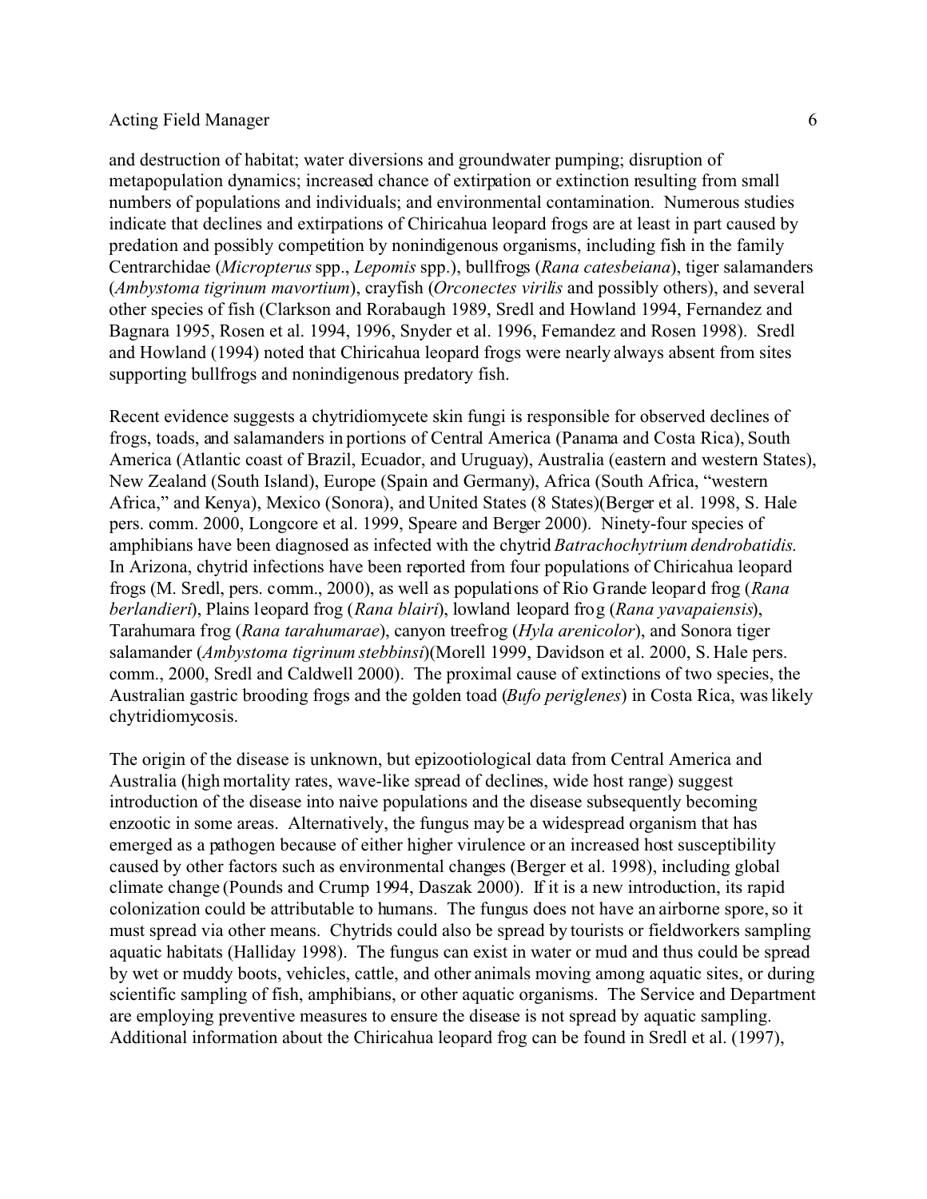and destruction of habitat; water diversions and groundwater pumping; disruption of metapopulation dynamics; increased chance of extirpation or extinction resulting from small numbers of populations and individuals; and environmental contamination. Numerous studies indicate that declines and extirpations of Chiricahua leopard frogs are at least in part caused by predation and possibly competition by nonindigenous organisms, including fish in the family Centrarchidae (*Micropterus* spp., *Lepomis* spp.), bullfrogs (*Rana catesbeiana*), tiger salamanders (*Ambystoma tigrinum mavortium*), crayfish (*Orconectes virilis* and possibly others), and several other species of fish (Clarkson and Rorabaugh 1989, Sredl and Howland 1994, Fernandez and Bagnara 1995, Rosen et al. 1994, 1996, Snyder et al. 1996, Fernandez and Rosen 1998). Sredl and Howland (1994) noted that Chiricahua leopard frogs were nearly always absent from sites supporting bullfrogs and nonindigenous predatory fish.

Recent evidence suggests a chytridiomycete skin fungi is responsible for observed declines of frogs, toads, and salamanders in portions of Central America (Panama and Costa Rica), South America (Atlantic coast of Brazil, Ecuador, and Uruguay), Australia (eastern and western States), New Zealand (South Island), Europe (Spain and Germany), Africa (South Africa, "western Africa," and Kenya), Mexico (Sonora), and United States (8 States)(Berger et al. 1998, S. Hale pers. comm. 2000, Longcore et al. 1999, Speare and Berger 2000). Ninety-four species of amphibians have been diagnosed as infected with the chytrid *Batrachochytrium dendrobatidis*. In Arizona, chytrid infections have been reported from four populations of Chiricahua leopard frogs (M. Sredl, pers. comm., 2000), as well as populations of Rio Grande leopard frog (*Rana berlandieri*), Plains leopard frog (*Rana blairi*), lowland leopard frog (*Rana yavapaiensis*), Tarahumara frog (*Rana tarahumarae*), canyon treefrog (*Hyla arenicolor*), and Sonora tiger salamander (*Ambystoma tigrinum stebbinsi*)(Morell 1999, Davidson et al. 2000, S. Hale pers. comm., 2000, Sredl and Caldwell 2000). The proximal cause of extinctions of two species, the Australian gastric brooding frogs and the golden toad (*Bufo periglenes*) in Costa Rica, was likely chytridiomycosis.

The origin of the disease is unknown, but epizootiological data from Central America and Australia (high mortality rates, wave-like spread of declines, wide host range) suggest introduction of the disease into naive populations and the disease subsequently becoming enzootic in some areas. Alternatively, the fungus may be a widespread organism that has emerged as a pathogen because of either higher virulence or an increased host susceptibility caused by other factors such as environmental changes (Berger et al. 1998), including global climate change (Pounds and Crump 1994, Daszak 2000). If it is a new introduction, its rapid colonization could be attributable to humans. The fungus does not have an airborne spore, so it must spread via other means. Chytrids could also be spread by tourists or fieldworkers sampling aquatic habitats (Halliday 1998). The fungus can exist in water or mud and thus could be spread by wet or muddy boots, vehicles, cattle, and other animals moving among aquatic sites, or during scientific sampling of fish, amphibians, or other aquatic organisms. The Service and Department are employing preventive measures to ensure the disease is not spread by aquatic sampling. Additional information about the Chiricahua leopard frog can be found in Sredl et al. (1997),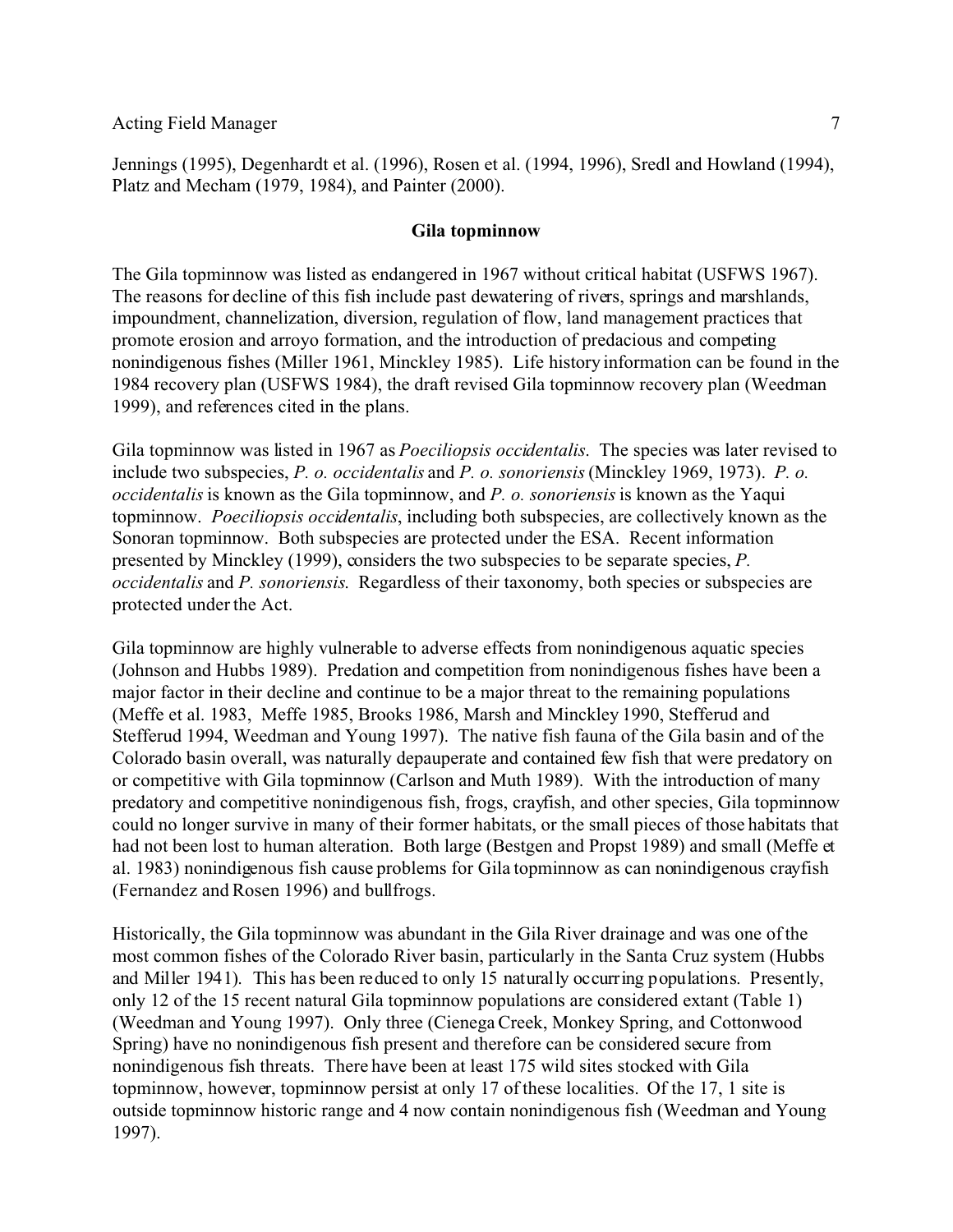Jennings (1995), Degenhardt et al. (1996), Rosen et al. (1994, 1996), Sredl and Howland (1994), Platz and Mecham (1979, 1984), and Painter (2000).

## Gila topminnow

The Gila topminnow was listed as endangered in 1967 without critical habitat (USFWS 1967). The reasons for decline of this fish include past dewatering of rivers, springs and marshlands, impoundment, channelization, diversion, regulation of flow, land management practices that promote erosion and arroyo formation, and the introduction of predacious and competing nonindigenous fishes (Miller 1961, Minckley 1985). Life history information can be found in the 1984 recovery plan (USFWS 1984), the draft revised Gila topminnow recovery plan (Weedman 1999), and references cited in the plans.

Gila topminnow was listed in 1967 as *Poeciliopsis occidentalis*. The species was later revised to include two subspecies, *P. o. occidentalis* and *P. o. sonoriensis* (Minckley 1969, 1973). *P. o. occidentalis* is known as the Gila topminnow, and *P. o. sonoriensis* is known as the Yaqui topminnow. *Poeciliopsis occidentalis*, including both subspecies, are collectively known as the Sonoran topminnow. Both subspecies are protected under the ESA. Recent information presented by Minckley (1999), considers the two subspecies to be separate species, *P. occidentalis* and *P. sonoriensis*. Regardless of their taxonomy, both species or subspecies are protected under the Act.

Gila topminnow are highly vulnerable to adverse effects from nonindigenous aquatic species (Johnson and Hubbs 1989). Predation and competition from nonindigenous fishes have been a major factor in their decline and continue to be a major threat to the remaining populations (Meffe et al. 1983, Meffe 1985, Brooks 1986, Marsh and Minckley 1990, Stefferud and Stefferud 1994, Weedman and Young 1997). The native fish fauna of the Gila basin and of the Colorado basin overall, was naturally depauperate and contained few fish that were predatory on or competitive with Gila topminnow (Carlson and Muth 1989). With the introduction of many predatory and competitive nonindigenous fish, frogs, crayfish, and other species, Gila topminnow could no longer survive in many of their former habitats, or the small pieces of those habitats that had not been lost to human alteration. Both large (Bestgen and Propst 1989) and small (Meffe et al. 1983) nonindigenous fish cause problems for Gila topminnow as can nonindigenous crayfish (Fernandez and Rosen 1996) and bullfrogs.

Historically, the Gila topminnow was abundant in the Gila River drainage and was one of the most common fishes of the Colorado River basin, particularly in the Santa Cruz system (Hubbs and Miller 1941). This has been reduced to only 15 naturally occurring populations. Presently, only 12 of the 15 recent natural Gila topminnow populations are considered extant (Table 1) (Weedman and Young 1997). Only three (Cienega Creek, Monkey Spring, and Cottonwood Spring) have no nonindigenous fish present and therefore can be considered secure from nonindigenous fish threats. There have been at least 175 wild sites stocked with Gila topminnow, however, topminnow persist at only 17 of these localities. Of the 17, 1 site is outside topminnow historic range and 4 now contain nonindigenous fish (Weedman and Young 1997).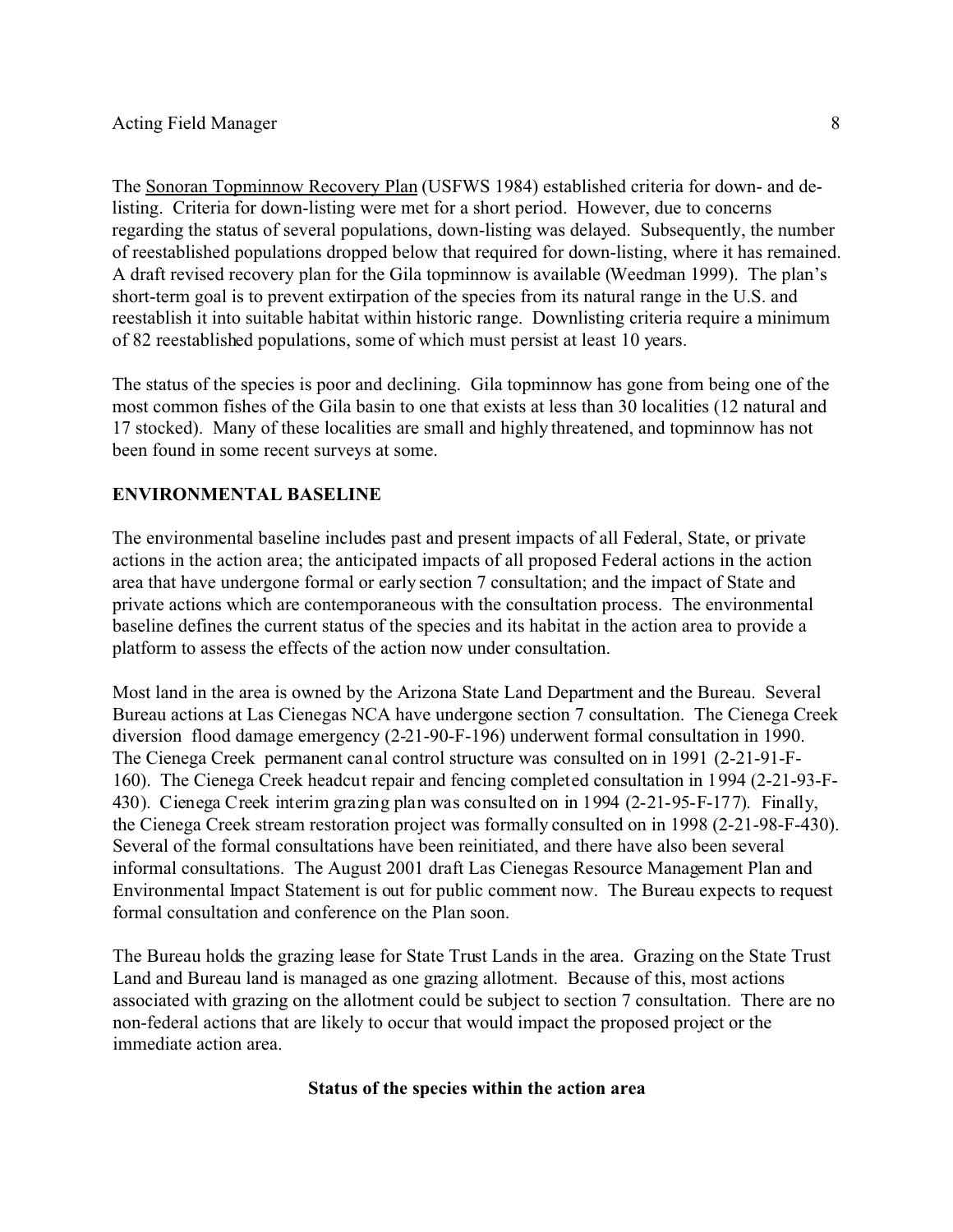The Sonoran Topminnow Recovery Plan (USFWS 1984) established criteria for down- and de-listing. Criteria for down-listing were met for a short period. However, due to concerns regarding the status of several populations, down-listing was delayed. Subsequently, the number of reestablished populations dropped below that required for down-listing, where it has remained. A draft revised recovery plan for the Gila topminnow is available (Weedman 1999). The plan's short-term goal is to prevent extirpation of the species from its natural range in the U.S. and reestablish it into suitable habitat within historic range. Downlisting criteria require a minimum of 82 reestablished populations, some of which must persist at least 10 years.

The status of the species is poor and declining. Gila topminnow has gone from being one of the most common fishes of the Gila basin to one that exists at less than 30 localities (12 natural and 17 stocked). Many of these localities are small and highly threatened, and topminnow has not been found in some recent surveys at some.

## ENVIRONMENTAL BASELINE

The environmental baseline includes past and present impacts of all Federal, State, or private actions in the action area; the anticipated impacts of all proposed Federal actions in the action area that have undergone formal or early section 7 consultation; and the impact of State and private actions which are contemporaneous with the consultation process. The environmental baseline defines the current status of the species and its habitat in the action area to provide a platform to assess the effects of the action now under consultation.

Most land in the area is owned by the Arizona State Land Department and the Bureau. Several Bureau actions at Las Cienegas NCA have undergone section 7 consultation. The Cienega Creek diversion flood damage emergency (2-21-90-F-196) underwent formal consultation in 1990. The Cienega Creek permanent canal control structure was consulted on in 1991 (2-21-91-F-160). The Cienega Creek headcut repair and fencing completed consultation in 1994 (2-21-93-F-430). Cienega Creek interim grazing plan was consulted on in 1994 (2-21-95-F-177). Finally, the Cienega Creek stream restoration project was formally consulted on in 1998 (2-21-98-F-430). Several of the formal consultations have been reinitiated, and there have also been several informal consultations. The August 2001 draft Las Cienegas Resource Management Plan and Environmental Impact Statement is out for public comment now. The Bureau expects to request formal consultation and conference on the Plan soon.

The Bureau holds the grazing lease for State Trust Lands in the area. Grazing on the State Trust Land and Bureau land is managed as one grazing allotment. Because of this, most actions associated with grazing on the allotment could be subject to section 7 consultation. There are no non-federal actions that are likely to occur that would impact the proposed project or the immediate action area.

### Status of the species within the action area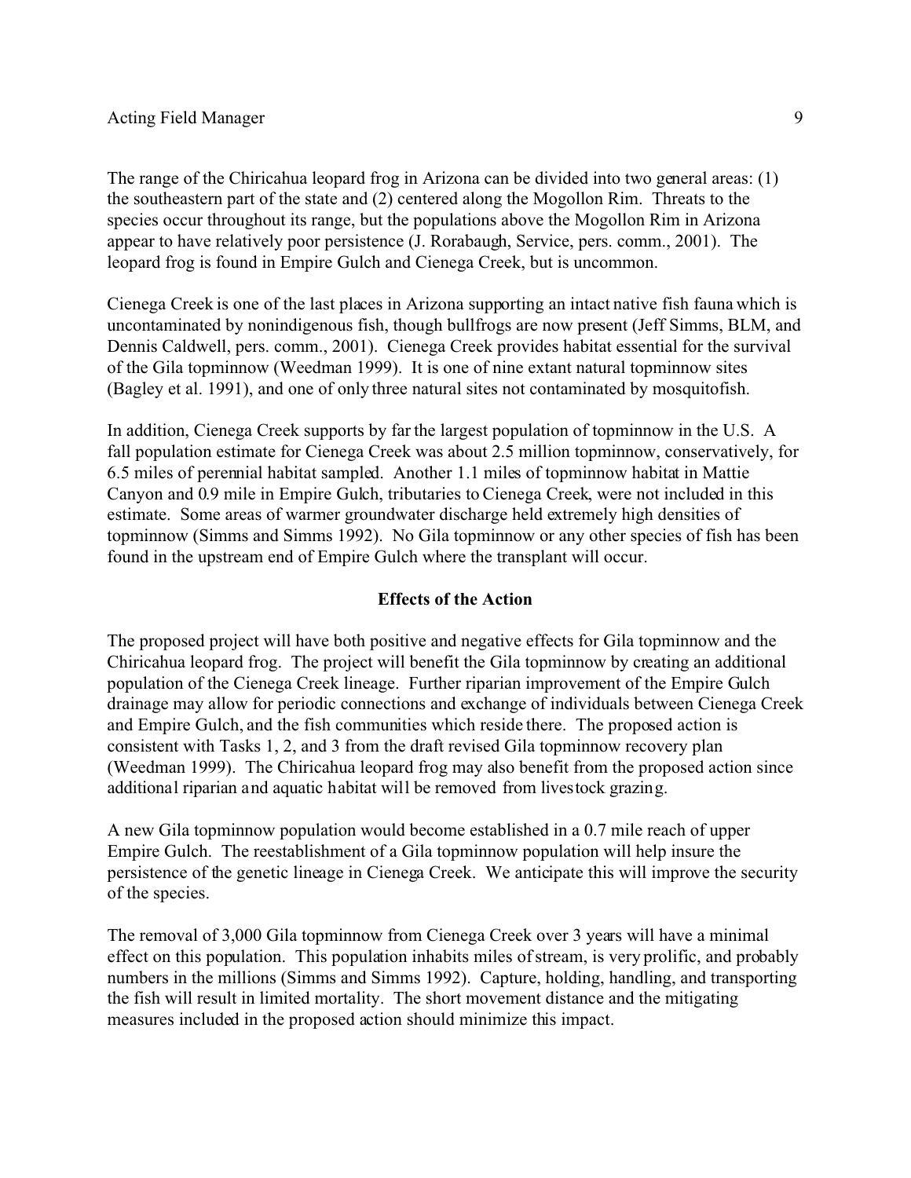The range of the Chiricahua leopard frog in Arizona can be divided into two general areas: (1) the southeastern part of the state and (2) centered along the Mogollon Rim. Threats to the species occur throughout its range, but the populations above the Mogollon Rim in Arizona appear to have relatively poor persistence (J. Rorabaugh, Service, pers. comm., 2001). The leopard frog is found in Empire Gulch and Cienega Creek, but is uncommon.

Cienega Creek is one of the last places in Arizona supporting an intact native fish fauna which is uncontaminated by nonindigenous fish, though bullfrogs are now present (Jeff Simms, BLM, and Dennis Caldwell, pers. comm., 2001). Cienega Creek provides habitat essential for the survival of the Gila topminnow (Weedman 1999). It is one of nine extant natural topminnow sites (Bagley et al. 1991), and one of only three natural sites not contaminated by mosquitofish.

In addition, Cienega Creek supports by far the largest population of topminnow in the U.S. A fall population estimate for Cienega Creek was about 2.5 million topminnow, conservatively, for 6.5 miles of perennial habitat sampled. Another 1.1 miles of topminnow habitat in Mattie Canyon and 0.9 mile in Empire Gulch, tributaries to Cienega Creek, were not included in this estimate. Some areas of warmer groundwater discharge held extremely high densities of topminnow (Simms and Simms 1992). No Gila topminnow or any other species of fish has been found in the upstream end of Empire Gulch where the transplant will occur.

## Effects of the Action

The proposed project will have both positive and negative effects for Gila topminnow and the Chiricahua leopard frog. The project will benefit the Gila topminnow by creating an additional population of the Cienega Creek lineage. Further riparian improvement of the Empire Gulch drainage may allow for periodic connections and exchange of individuals between Cienega Creek and Empire Gulch, and the fish communities which reside there. The proposed action is consistent with Tasks 1, 2, and 3 from the draft revised Gila topminnow recovery plan (Weedman 1999). The Chiricahua leopard frog may also benefit from the proposed action since additional riparian and aquatic habitat will be removed from livestock grazing.

A new Gila topminnow population would become established in a 0.7 mile reach of upper Empire Gulch. The reestablishment of a Gila topminnow population will help insure the persistence of the genetic lineage in Cienega Creek. We anticipate this will improve the security of the species.

The removal of 3,000 Gila topminnow from Cienega Creek over 3 years will have a minimal effect on this population. This population inhabits miles of stream, is very prolific, and probably numbers in the millions (Simms and Simms 1992). Capture, holding, handling, and transporting the fish will result in limited mortality. The short movement distance and the mitigating measures included in the proposed action should minimize this impact.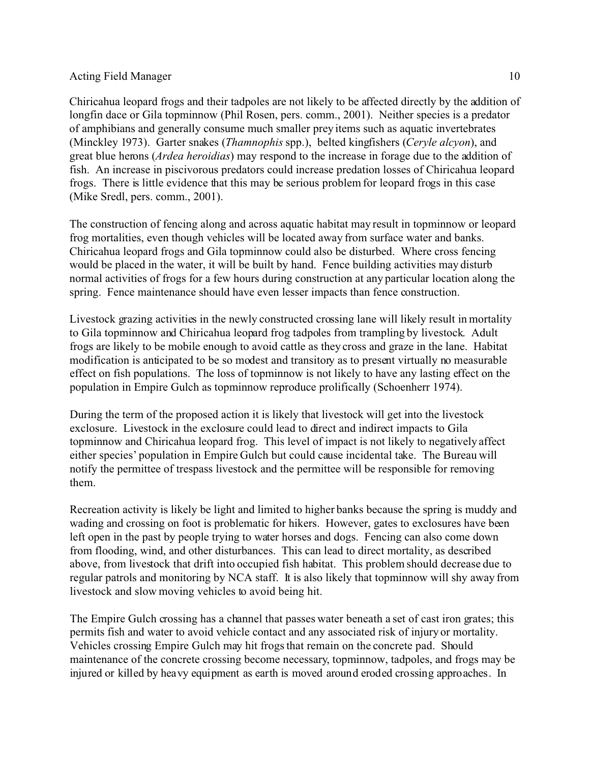Chiricahua leopard frogs and their tadpoles are not likely to be affected directly by the addition of longfin dace or Gila topminnow (Phil Rosen, pers. comm., 2001). Neither species is a predator of amphibians and generally consume much smaller prey items such as aquatic invertebrates (Minckley 1973). Garter snakes (*Thamnophis* spp.), belted kingfishers (*Ceryle alcyon*), and great blue herons (*Ardea heroidias*) may respond to the increase in forage due to the addition of fish. An increase in piscivorous predators could increase predation losses of Chiricahua leopard frogs. There is little evidence that this may be serious problem for leopard frogs in this case (Mike Sredl, pers. comm., 2001).

The construction of fencing along and across aquatic habitat may result in topminnow or leopard frog mortalities, even though vehicles will be located away from surface water and banks. Chiricahua leopard frogs and Gila topminnow could also be disturbed. Where cross fencing would be placed in the water, it will be built by hand. Fence building activities may disturb normal activities of frogs for a few hours during construction at any particular location along the spring. Fence maintenance should have even lesser impacts than fence construction.

Livestock grazing activities in the newly constructed crossing lane will likely result in mortality to Gila topminnow and Chiricahua leopard frog tadpoles from trampling by livestock. Adult frogs are likely to be mobile enough to avoid cattle as they cross and graze in the lane. Habitat modification is anticipated to be so modest and transitory as to present virtually no measurable effect on fish populations. The loss of topminnow is not likely to have any lasting effect on the population in Empire Gulch as topminnow reproduce prolifically (Schoenherr 1974).

During the term of the proposed action it is likely that livestock will get into the livestock exclosure. Livestock in the exclosure could lead to direct and indirect impacts to Gila topminnow and Chiricahua leopard frog. This level of impact is not likely to negatively affect either species' population in Empire Gulch but could cause incidental take. The Bureau will notify the permittee of trespass livestock and the permittee will be responsible for removing them.

Recreation activity is likely be light and limited to higher banks because the spring is muddy and wading and crossing on foot is problematic for hikers. However, gates to exclosures have been left open in the past by people trying to water horses and dogs. Fencing can also come down from flooding, wind, and other disturbances. This can lead to direct mortality, as described above, from livestock that drift into occupied fish habitat. This problem should decrease due to regular patrols and monitoring by NCA staff. It is also likely that topminnow will shy away from livestock and slow moving vehicles to avoid being hit.

The Empire Gulch crossing has a channel that passes water beneath a set of cast iron grates; this permits fish and water to avoid vehicle contact and any associated risk of injury or mortality. Vehicles crossing Empire Gulch may hit frogs that remain on the concrete pad. Should maintenance of the concrete crossing become necessary, topminnow, tadpoles, and frogs may be injured or killed by heavy equipment as earth is moved around eroded crossing approaches. In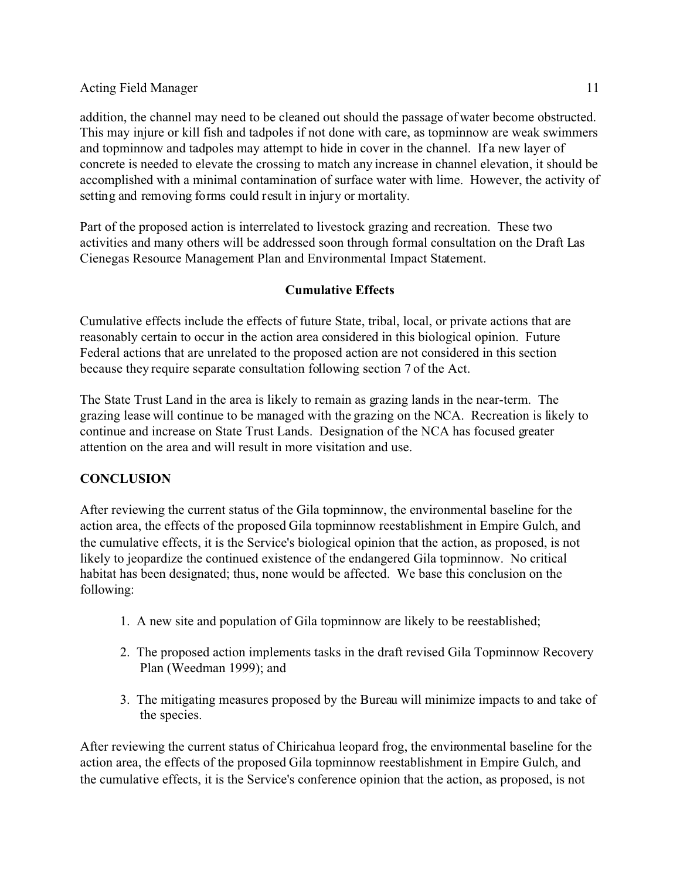addition, the channel may need to be cleaned out should the passage of water become obstructed. This may injure or kill fish and tadpoles if not done with care, as topminnow are weak swimmers and topminnow and tadpoles may attempt to hide in cover in the channel. If a new layer of concrete is needed to elevate the crossing to match any increase in channel elevation, it should be accomplished with a minimal contamination of surface water with lime. However, the activity of setting and removing forms could result in injury or mortality.

Part of the proposed action is interrelated to livestock grazing and recreation. These two activities and many others will be addressed soon through formal consultation on the Draft Las Cienegas Resource Management Plan and Environmental Impact Statement.

### Cumulative Effects

Cumulative effects include the effects of future State, tribal, local, or private actions that are reasonably certain to occur in the action area considered in this biological opinion. Future Federal actions that are unrelated to the proposed action are not considered in this section because they require separate consultation following section 7 of the Act.

The State Trust Land in the area is likely to remain as grazing lands in the near-term. The grazing lease will continue to be managed with the grazing on the NCA. Recreation is likely to continue and increase on State Trust Lands. Designation of the NCA has focused greater attention on the area and will result in more visitation and use.

## CONCLUSION

After reviewing the current status of the Gila topminnow, the environmental baseline for the action area, the effects of the proposed Gila topminnow reestablishment in Empire Gulch, and the cumulative effects, it is the Service's biological opinion that the action, as proposed, is not likely to jeopardize the continued existence of the endangered Gila topminnow. No critical habitat has been designated; thus, none would be affected. We base this conclusion on the following:

1. A new site and population of Gila topminnow are likely to be reestablished;
2. The proposed action implements tasks in the draft revised Gila Topminnow Recovery Plan (Weedman 1999); and
3. The mitigating measures proposed by the Bureau will minimize impacts to and take of the species.

After reviewing the current status of Chiricahua leopard frog, the environmental baseline for the action area, the effects of the proposed Gila topminnow reestablishment in Empire Gulch, and the cumulative effects, it is the Service's conference opinion that the action, as proposed, is not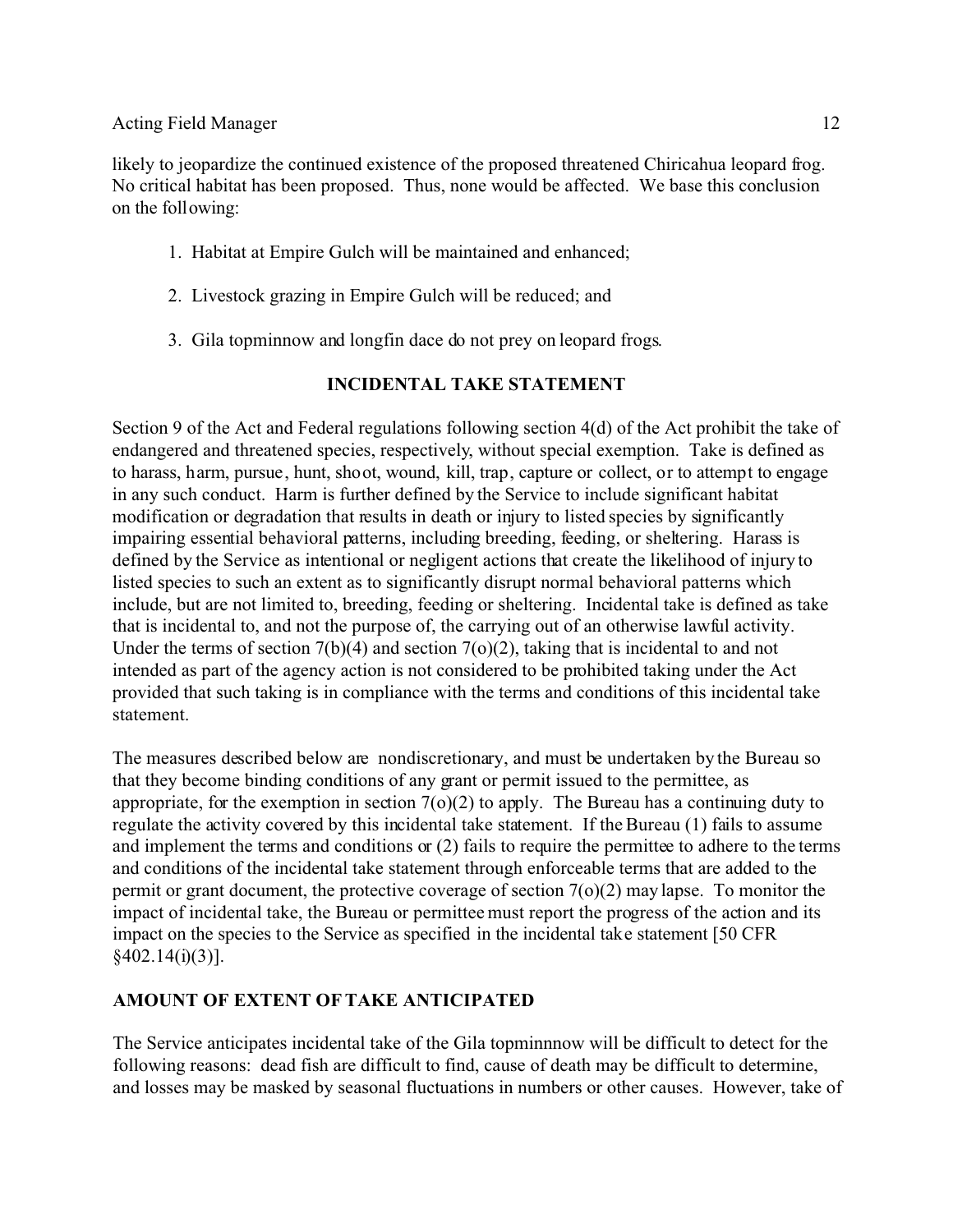likely to jeopardize the continued existence of the proposed threatened Chiricahua leopard frog. No critical habitat has been proposed. Thus, none would be affected. We base this conclusion on the following:

1. Habitat at Empire Gulch will be maintained and enhanced;

2. Livestock grazing in Empire Gulch will be reduced; and

3. Gila topminnow and longfin dace do not prey on leopard frogs.

## INCIDENTAL TAKE STATEMENT

Section 9 of the Act and Federal regulations following section 4(d) of the Act prohibit the take of endangered and threatened species, respectively, without special exemption. Take is defined as to harass, harm, pursue, hunt, shoot, wound, kill, trap, capture or collect, or to attempt to engage in any such conduct. Harm is further defined by the Service to include significant habitat modification or degradation that results in death or injury to listed species by significantly impairing essential behavioral patterns, including breeding, feeding, or sheltering. Harass is defined by the Service as intentional or negligent actions that create the likelihood of injury to listed species to such an extent as to significantly disrupt normal behavioral patterns which include, but are not limited to, breeding, feeding or sheltering. Incidental take is defined as take that is incidental to, and not the purpose of, the carrying out of an otherwise lawful activity. Under the terms of section 7(b)(4) and section 7(o)(2), taking that is incidental to and not intended as part of the agency action is not considered to be prohibited taking under the Act provided that such taking is in compliance with the terms and conditions of this incidental take statement.

The measures described below are nondiscretionary, and must be undertaken by the Bureau so that they become binding conditions of any grant or permit issued to the permittee, as appropriate, for the exemption in section 7(o)(2) to apply. The Bureau has a continuing duty to regulate the activity covered by this incidental take statement. If the Bureau (1) fails to assume and implement the terms and conditions or (2) fails to require the permittee to adhere to the terms and conditions of the incidental take statement through enforceable terms that are added to the permit or grant document, the protective coverage of section 7(o)(2) may lapse. To monitor the impact of incidental take, the Bureau or permittee must report the progress of the action and its impact on the species to the Service as specified in the incidental take statement [50 CFR §402.14(i)(3)].

## AMOUNT OF EXTENT OF TAKE ANTICIPATED

The Service anticipates incidental take of the Gila topminnnow will be difficult to detect for the following reasons: dead fish are difficult to find, cause of death may be difficult to determine, and losses may be masked by seasonal fluctuations in numbers or other causes. However, take of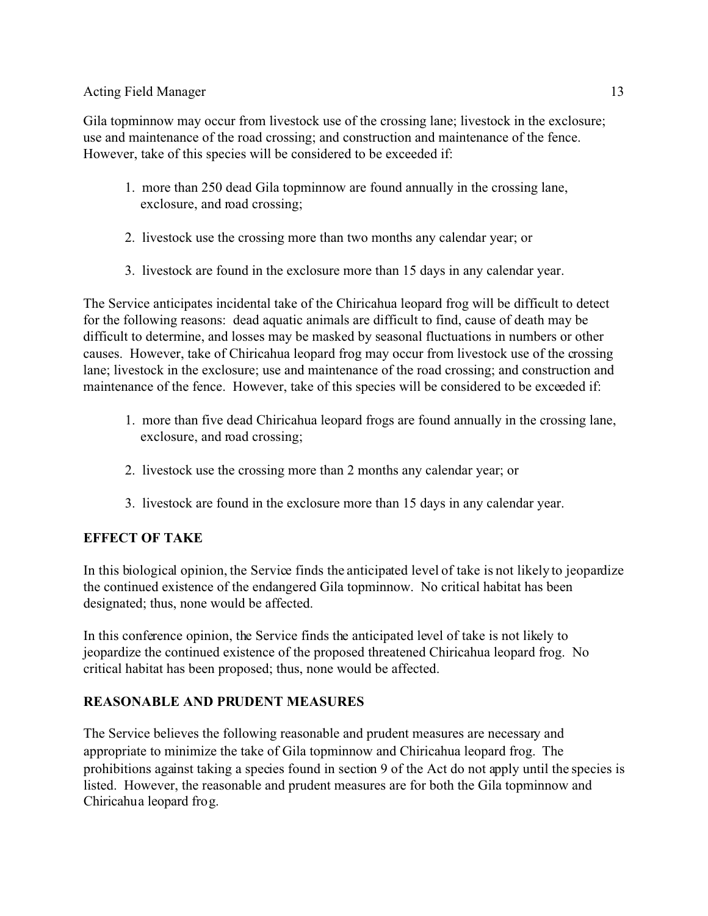Gila topminnow may occur from livestock use of the crossing lane; livestock in the exclosure; use and maintenance of the road crossing; and construction and maintenance of the fence. However, take of this species will be considered to be exceeded if:

1. more than 250 dead Gila topminnow are found annually in the crossing lane, exclosure, and road crossing;

2. livestock use the crossing more than two months any calendar year; or

3. livestock are found in the exclosure more than 15 days in any calendar year.

The Service anticipates incidental take of the Chiricahua leopard frog will be difficult to detect for the following reasons: dead aquatic animals are difficult to find, cause of death may be difficult to determine, and losses may be masked by seasonal fluctuations in numbers or other causes. However, take of Chiricahua leopard frog may occur from livestock use of the crossing lane; livestock in the exclosure; use and maintenance of the road crossing; and construction and maintenance of the fence. However, take of this species will be considered to be exceeded if:

1. more than five dead Chiricahua leopard frogs are found annually in the crossing lane, exclosure, and road crossing;

2. livestock use the crossing more than 2 months any calendar year; or

3. livestock are found in the exclosure more than 15 days in any calendar year.

## EFFECT OF TAKE

In this biological opinion, the Service finds the anticipated level of take is not likely to jeopardize the continued existence of the endangered Gila topminnow. No critical habitat has been designated; thus, none would be affected.

In this conference opinion, the Service finds the anticipated level of take is not likely to jeopardize the continued existence of the proposed threatened Chiricahua leopard frog. No critical habitat has been proposed; thus, none would be affected.

## REASONABLE AND PRUDENT MEASURES

The Service believes the following reasonable and prudent measures are necessary and appropriate to minimize the take of Gila topminnow and Chiricahua leopard frog. The prohibitions against taking a species found in section 9 of the Act do not apply until the species is listed. However, the reasonable and prudent measures are for both the Gila topminnow and Chiricahua leopard frog.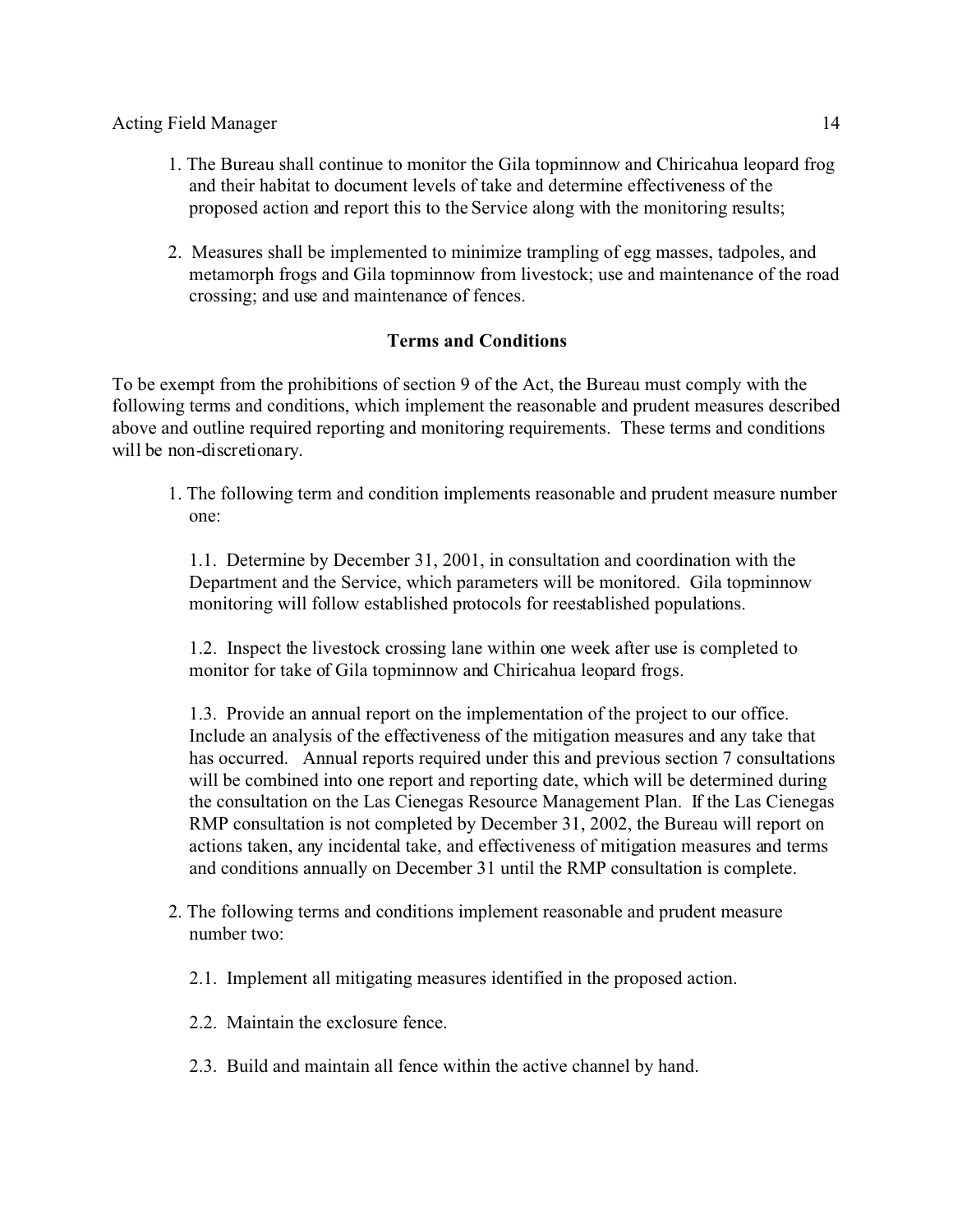1. The Bureau shall continue to monitor the Gila topminnow and Chiricahua leopard frog and their habitat to document levels of take and determine effectiveness of the proposed action and report this to the Service along with the monitoring results;

2. Measures shall be implemented to minimize trampling of egg masses, tadpoles, and metamorph frogs and Gila topminnow from livestock; use and maintenance of the road crossing; and use and maintenance of fences.

### Terms and Conditions

To be exempt from the prohibitions of section 9 of the Act, the Bureau must comply with the following terms and conditions, which implement the reasonable and prudent measures described above and outline required reporting and monitoring requirements. These terms and conditions will be non-discretionary.

1. The following term and condition implements reasonable and prudent measure number one:

    1.1. Determine by December 31, 2001, in consultation and coordination with the Department and the Service, which parameters will be monitored. Gila topminnow monitoring will follow established protocols for reestablished populations.

    1.2. Inspect the livestock crossing lane within one week after use is completed to monitor for take of Gila topminnow and Chiricahua leopard frogs.

    1.3. Provide an annual report on the implementation of the project to our office. Include an analysis of the effectiveness of the mitigation measures and any take that has occurred. Annual reports required under this and previous section 7 consultations will be combined into one report and reporting date, which will be determined during the consultation on the Las Cienegas Resource Management Plan. If the Las Cienegas RMP consultation is not completed by December 31, 2002, the Bureau will report on actions taken, any incidental take, and effectiveness of mitigation measures and terms and conditions annually on December 31 until the RMP consultation is complete.

2. The following terms and conditions implement reasonable and prudent measure number two:

    2.1. Implement all mitigating measures identified in the proposed action.

    2.2. Maintain the exclosure fence.

    2.3. Build and maintain all fence within the active channel by hand.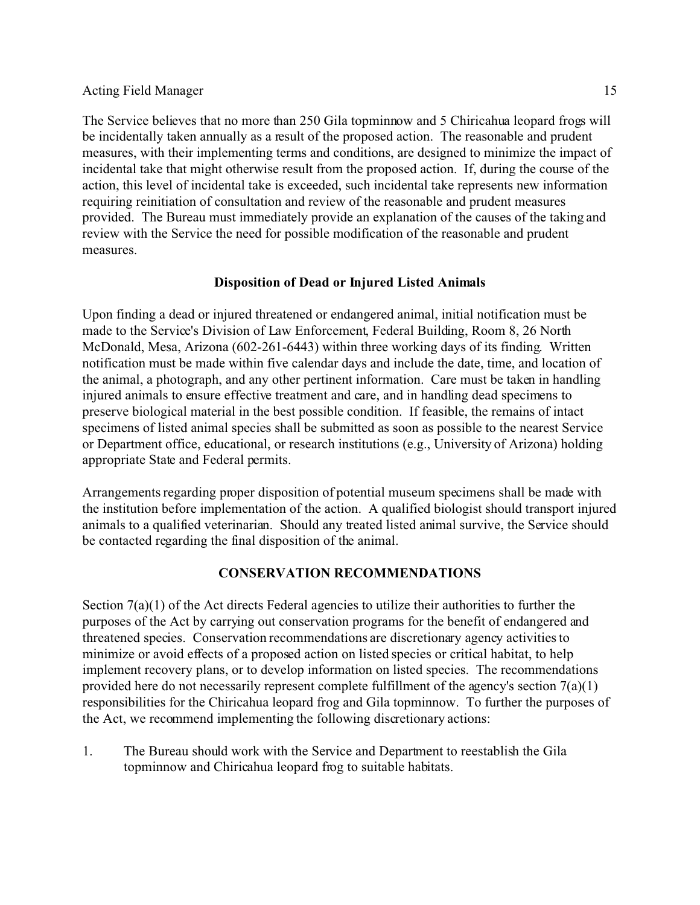The Service believes that no more than 250 Gila topminnow and 5 Chiricahua leopard frogs will be incidentally taken annually as a result of the proposed action. The reasonable and prudent measures, with their implementing terms and conditions, are designed to minimize the impact of incidental take that might otherwise result from the proposed action. If, during the course of the action, this level of incidental take is exceeded, such incidental take represents new information requiring reinitiation of consultation and review of the reasonable and prudent measures provided. The Bureau must immediately provide an explanation of the causes of the taking and review with the Service the need for possible modification of the reasonable and prudent measures.

### Disposition of Dead or Injured Listed Animals

Upon finding a dead or injured threatened or endangered animal, initial notification must be made to the Service's Division of Law Enforcement, Federal Building, Room 8, 26 North McDonald, Mesa, Arizona (602-261-6443) within three working days of its finding. Written notification must be made within five calendar days and include the date, time, and location of the animal, a photograph, and any other pertinent information. Care must be taken in handling injured animals to ensure effective treatment and care, and in handling dead specimens to preserve biological material in the best possible condition. If feasible, the remains of intact specimens of listed animal species shall be submitted as soon as possible to the nearest Service or Department office, educational, or research institutions (e.g., University of Arizona) holding appropriate State and Federal permits.

Arrangements regarding proper disposition of potential museum specimens shall be made with the institution before implementation of the action. A qualified biologist should transport injured animals to a qualified veterinarian. Should any treated listed animal survive, the Service should be contacted regarding the final disposition of the animal.

## CONSERVATION RECOMMENDATIONS

Section 7(a)(1) of the Act directs Federal agencies to utilize their authorities to further the purposes of the Act by carrying out conservation programs for the benefit of endangered and threatened species. Conservation recommendations are discretionary agency activities to minimize or avoid effects of a proposed action on listed species or critical habitat, to help implement recovery plans, or to develop information on listed species. The recommendations provided here do not necessarily represent complete fulfillment of the agency's section 7(a)(1) responsibilities for the Chiricahua leopard frog and Gila topminnow. To further the purposes of the Act, we recommend implementing the following discretionary actions:

1. The Bureau should work with the Service and Department to reestablish the Gila topminnow and Chiricahua leopard frog to suitable habitats.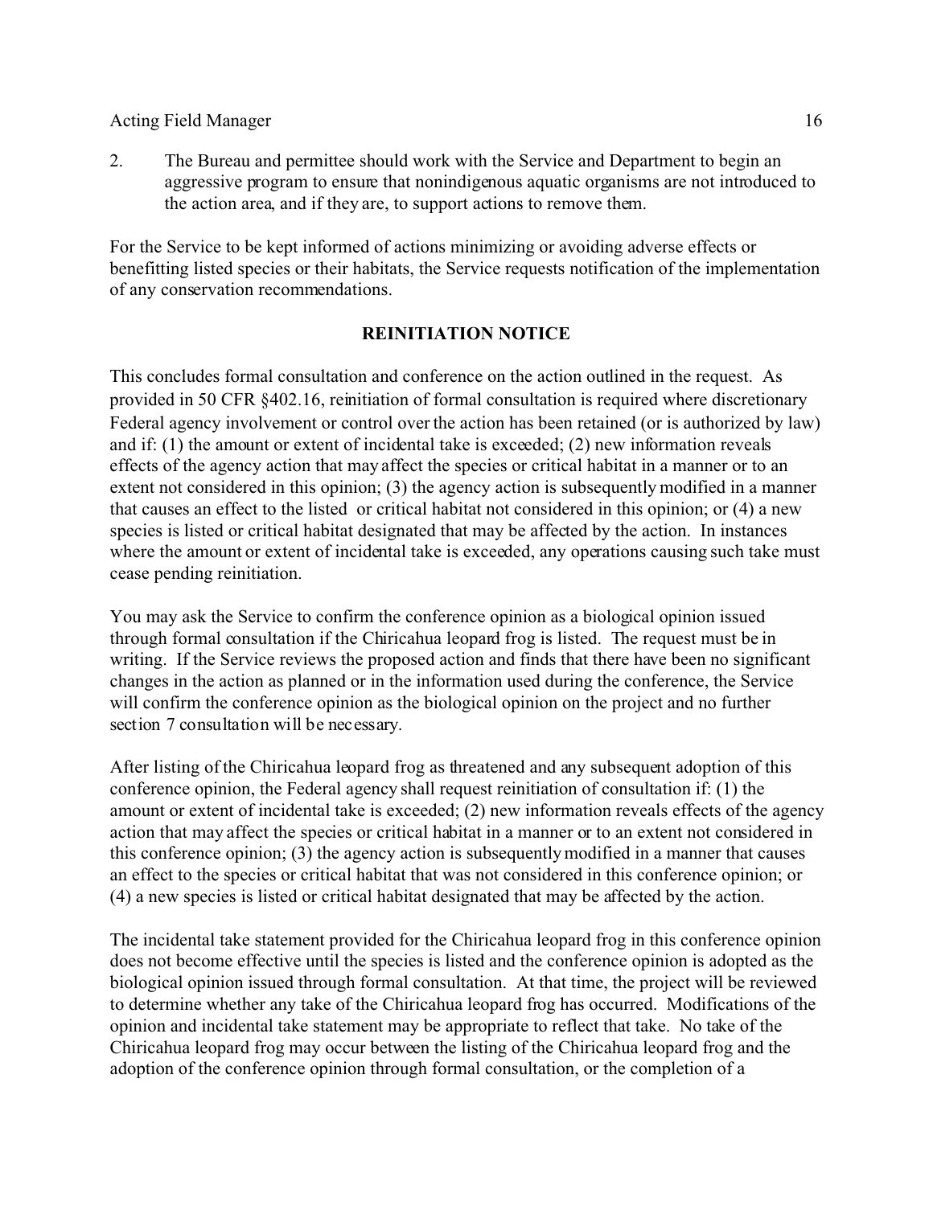2. The Bureau and permittee should work with the Service and Department to begin an aggressive program to ensure that nonindigenous aquatic organisms are not introduced to the action area, and if they are, to support actions to remove them.

For the Service to be kept informed of actions minimizing or avoiding adverse effects or benefitting listed species or their habitats, the Service requests notification of the implementation of any conservation recommendations.

## REINITIATION NOTICE

This concludes formal consultation and conference on the action outlined in the request. As provided in 50 CFR §402.16, reinitiation of formal consultation is required where discretionary Federal agency involvement or control over the action has been retained (or is authorized by law) and if: (1) the amount or extent of incidental take is exceeded; (2) new information reveals effects of the agency action that may affect the species or critical habitat in a manner or to an extent not considered in this opinion; (3) the agency action is subsequently modified in a manner that causes an effect to the listed or critical habitat not considered in this opinion; or (4) a new species is listed or critical habitat designated that may be affected by the action. In instances where the amount or extent of incidental take is exceeded, any operations causing such take must cease pending reinitiation.

You may ask the Service to confirm the conference opinion as a biological opinion issued through formal consultation if the Chiricahua leopard frog is listed. The request must be in writing. If the Service reviews the proposed action and finds that there have been no significant changes in the action as planned or in the information used during the conference, the Service will confirm the conference opinion as the biological opinion on the project and no further section 7 consultation will be necessary.

After listing of the Chiricahua leopard frog as threatened and any subsequent adoption of this conference opinion, the Federal agency shall request reinitiation of consultation if: (1) the amount or extent of incidental take is exceeded; (2) new information reveals effects of the agency action that may affect the species or critical habitat in a manner or to an extent not considered in this conference opinion; (3) the agency action is subsequently modified in a manner that causes an effect to the species or critical habitat that was not considered in this conference opinion; or (4) a new species is listed or critical habitat designated that may be affected by the action.

The incidental take statement provided for the Chiricahua leopard frog in this conference opinion does not become effective until the species is listed and the conference opinion is adopted as the biological opinion issued through formal consultation. At that time, the project will be reviewed to determine whether any take of the Chiricahua leopard frog has occurred. Modifications of the opinion and incidental take statement may be appropriate to reflect that take. No take of the Chiricahua leopard frog may occur between the listing of the Chiricahua leopard frog and the adoption of the conference opinion through formal consultation, or the completion of a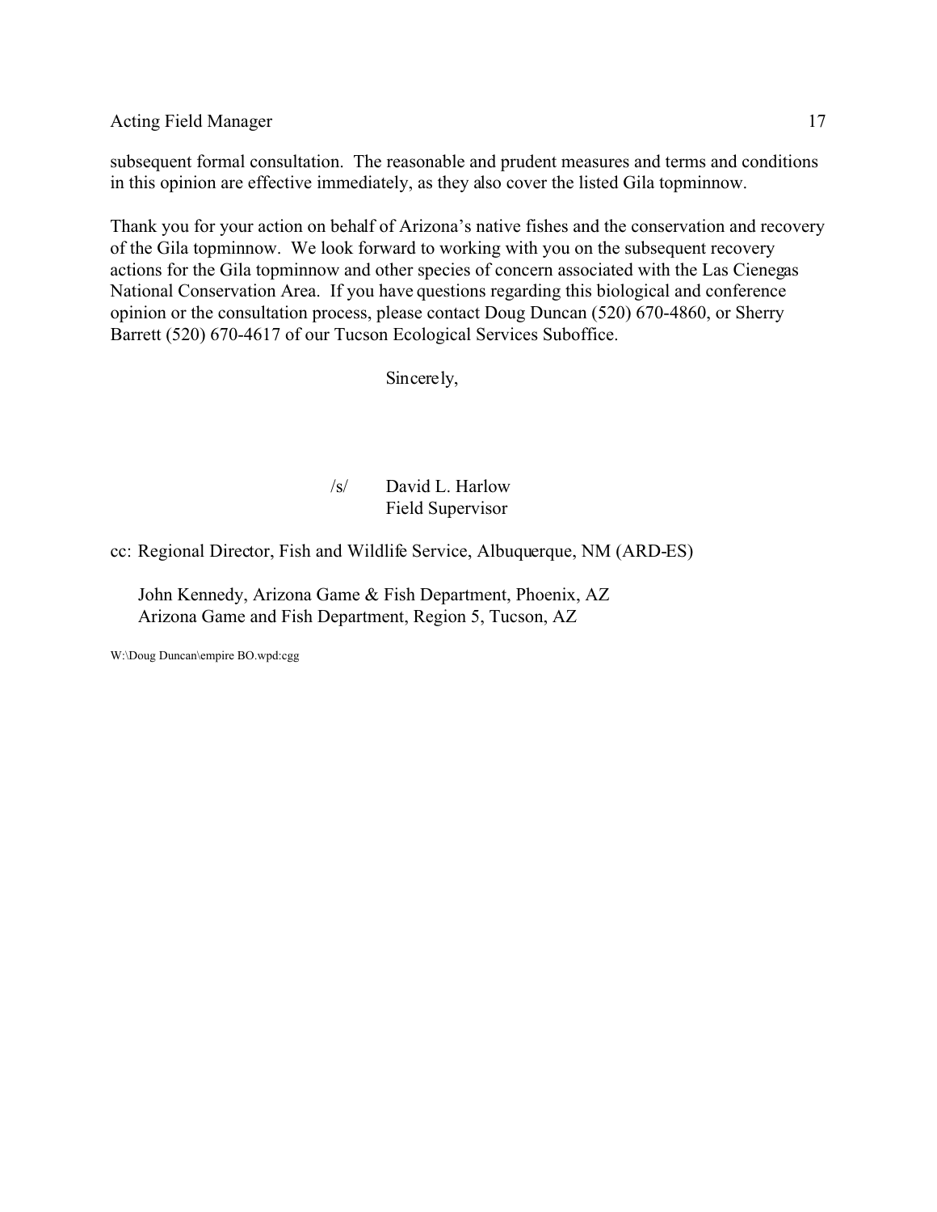subsequent formal consultation. The reasonable and prudent measures and terms and conditions in this opinion are effective immediately, as they also cover the listed Gila topminnow.

Thank you for your action on behalf of Arizona's native fishes and the conservation and recovery of the Gila topminnow. We look forward to working with you on the subsequent recovery actions for the Gila topminnow and other species of concern associated with the Las Cienegas National Conservation Area. If you have questions regarding this biological and conference opinion or the consultation process, please contact Doug Duncan (520) 670-4860, or Sherry Barrett (520) 670-4617 of our Tucson Ecological Services Suboffice.

Sincerely,

/s/ David L. Harlow
Field Supervisor

cc: Regional Director, Fish and Wildlife Service, Albuquerque, NM (ARD-ES)

John Kennedy, Arizona Game & Fish Department, Phoenix, AZ
Arizona Game and Fish Department, Region 5, Tucson, AZ

W:\Doug Duncan\empire BO.wpd:cgg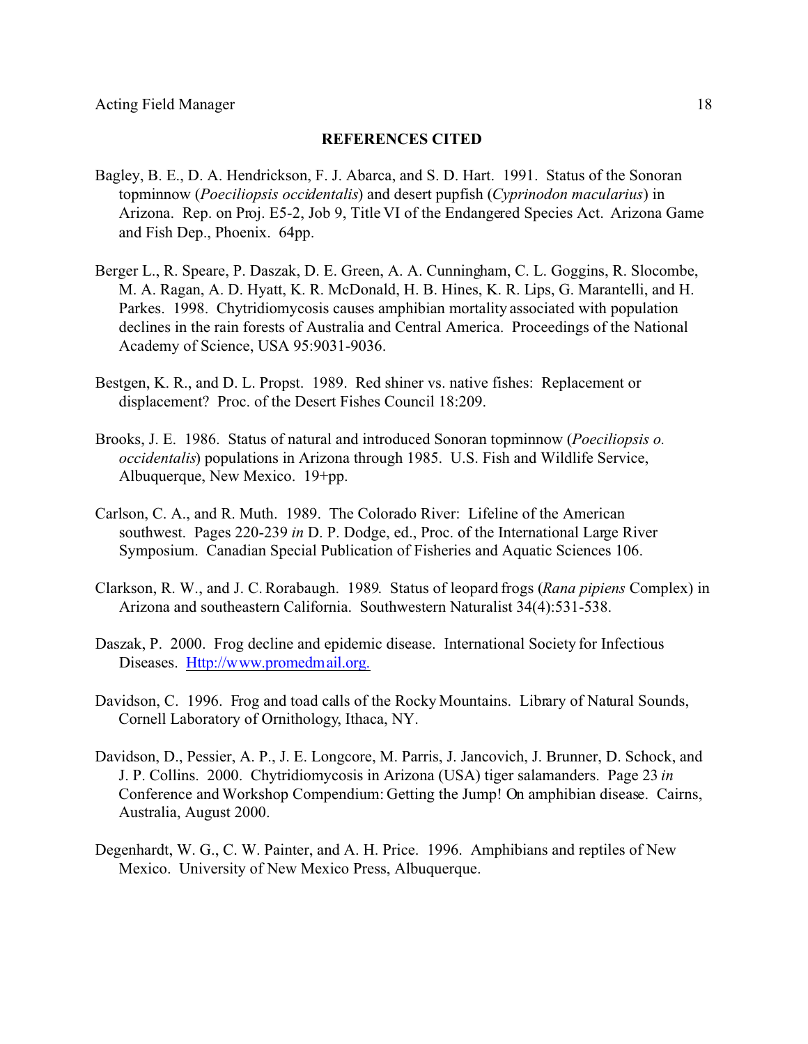## REFERENCES CITED

Bagley, B. E., D. A. Hendrickson, F. J. Abarca, and S. D. Hart. 1991. Status of the Sonoran topminnow (*Poeciliopsis occidentalis*) and desert pupfish (*Cyprinodon macularius*) in Arizona. Rep. on Proj. E5-2, Job 9, Title VI of the Endangered Species Act. Arizona Game and Fish Dep., Phoenix. 64pp.

Berger L., R. Speare, P. Daszak, D. E. Green, A. A. Cunningham, C. L. Goggins, R. Slocombe, M. A. Ragan, A. D. Hyatt, K. R. McDonald, H. B. Hines, K. R. Lips, G. Marantelli, and H. Parkes. 1998. Chytridiomycosis causes amphibian mortality associated with population declines in the rain forests of Australia and Central America. Proceedings of the National Academy of Science, USA 95:9031-9036.

Bestgen, K. R., and D. L. Propst. 1989. Red shiner vs. native fishes: Replacement or displacement? Proc. of the Desert Fishes Council 18:209.

Brooks, J. E. 1986. Status of natural and introduced Sonoran topminnow (*Poeciliopsis o. occidentalis*) populations in Arizona through 1985. U.S. Fish and Wildlife Service, Albuquerque, New Mexico. 19+pp.

Carlson, C. A., and R. Muth. 1989. The Colorado River: Lifeline of the American southwest. Pages 220-239 *in* D. P. Dodge, ed., Proc. of the International Large River Symposium. Canadian Special Publication of Fisheries and Aquatic Sciences 106.

Clarkson, R. W., and J. C. Rorabaugh. 1989. Status of leopard frogs (*Rana pipiens* Complex) in Arizona and southeastern California. Southwestern Naturalist 34(4):531-538.

Daszak, P. 2000. Frog decline and epidemic disease. International Society for Infectious Diseases. [Http://www.promedmail.org.](Http://www.promedmail.org.)

Davidson, C. 1996. Frog and toad calls of the Rocky Mountains. Library of Natural Sounds, Cornell Laboratory of Ornithology, Ithaca, NY.

Davidson, D., Pessier, A. P., J. E. Longcore, M. Parris, J. Jancovich, J. Brunner, D. Schock, and J. P. Collins. 2000. Chytridiomycosis in Arizona (USA) tiger salamanders. Page 23 *in* Conference and Workshop Compendium: Getting the Jump! On amphibian disease. Cairns, Australia, August 2000.

Degenhardt, W. G., C. W. Painter, and A. H. Price. 1996. Amphibians and reptiles of New Mexico. University of New Mexico Press, Albuquerque.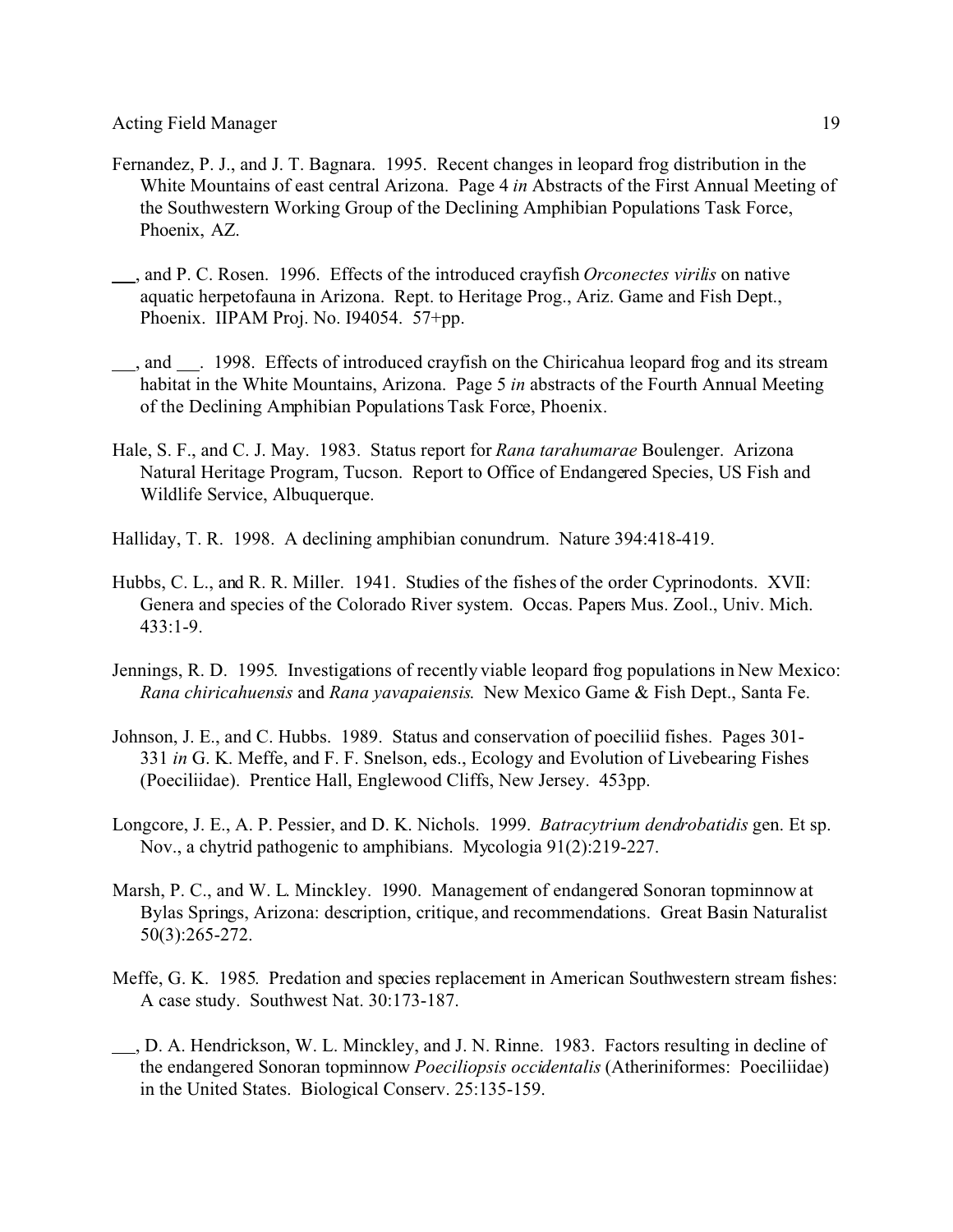Fernandez, P. J., and J. T. Bagnara. 1995. Recent changes in leopard frog distribution in the White Mountains of east central Arizona. Page 4 *in* Abstracts of the First Annual Meeting of the Southwestern Working Group of the Declining Amphibian Populations Task Force, Phoenix, AZ.

___, and P. C. Rosen. 1996. Effects of the introduced crayfish *Orconectes virilis* on native aquatic herpetofauna in Arizona. Rept. to Heritage Prog., Ariz. Game and Fish Dept., Phoenix. IIPAM Proj. No. I94054. 57+pp.

___, and ___. 1998. Effects of introduced crayfish on the Chiricahua leopard frog and its stream habitat in the White Mountains, Arizona. Page 5 *in* abstracts of the Fourth Annual Meeting of the Declining Amphibian Populations Task Force, Phoenix.

Hale, S. F., and C. J. May. 1983. Status report for *Rana tarahumarae* Boulenger. Arizona Natural Heritage Program, Tucson. Report to Office of Endangered Species, US Fish and Wildlife Service, Albuquerque.

Halliday, T. R. 1998. A declining amphibian conundrum. Nature 394:418-419.

Hubbs, C. L., and R. R. Miller. 1941. Studies of the fishes of the order Cyprinodonts. XVII: Genera and species of the Colorado River system. Occas. Papers Mus. Zool., Univ. Mich. 433:1-9.

Jennings, R. D. 1995. Investigations of recently viable leopard frog populations in New Mexico: *Rana chiricahuensis* and *Rana yavapaiensis*. New Mexico Game & Fish Dept., Santa Fe.

Johnson, J. E., and C. Hubbs. 1989. Status and conservation of poeciliid fishes. Pages 301-331 *in* G. K. Meffe, and F. F. Snelson, eds., Ecology and Evolution of Livebearing Fishes (Poeciliidae). Prentice Hall, Englewood Cliffs, New Jersey. 453pp.

Longcore, J. E., A. P. Pessier, and D. K. Nichols. 1999. *Batracytrium dendrobatidis* gen. Et sp. Nov., a chytrid pathogenic to amphibians. Mycologia 91(2):219-227.

Marsh, P. C., and W. L. Minckley. 1990. Management of endangered Sonoran topminnow at Bylas Springs, Arizona: description, critique, and recommendations. Great Basin Naturalist 50(3):265-272.

Meffe, G. K. 1985. Predation and species replacement in American Southwestern stream fishes: A case study. Southwest Nat. 30:173-187.

___, D. A. Hendrickson, W. L. Minckley, and J. N. Rinne. 1983. Factors resulting in decline of the endangered Sonoran topminnow *Poeciliopsis occidentalis* (Atheriniformes: Poeciliidae) in the United States. Biological Conserv. 25:135-159.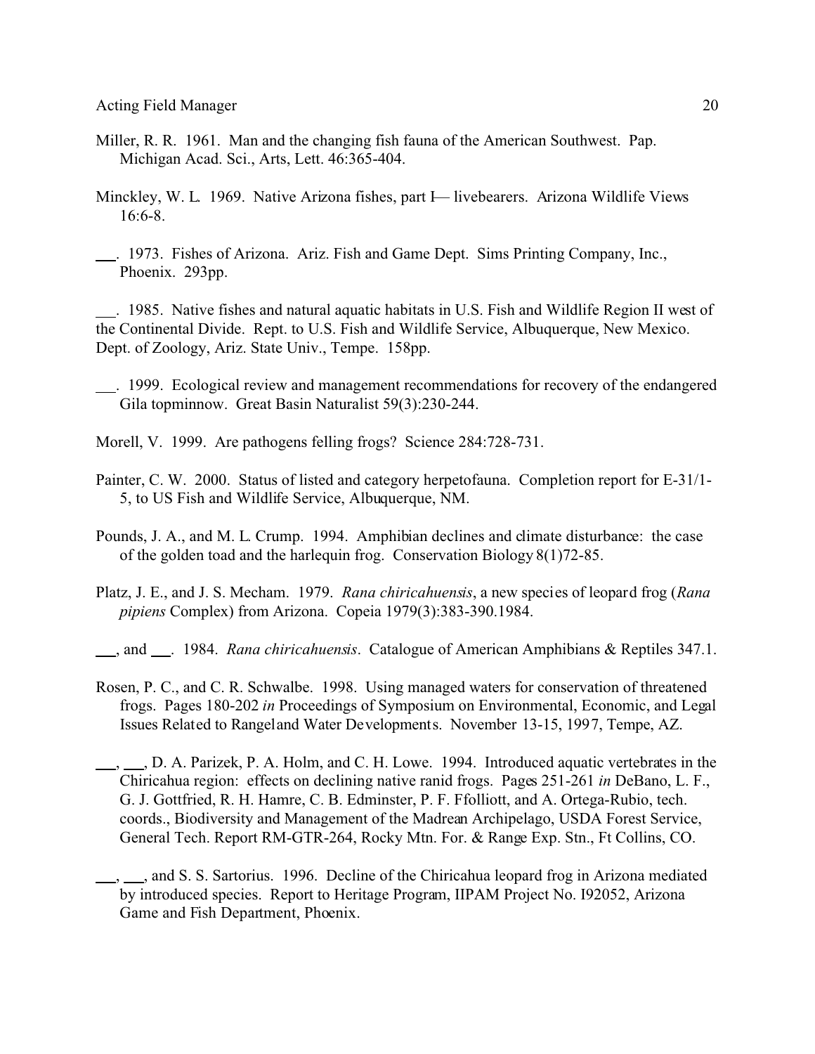Miller, R. R. 1961. Man and the changing fish fauna of the American Southwest. Pap. Michigan Acad. Sci., Arts, Lett. 46:365-404.

Minckley, W. L. 1969. Native Arizona fishes, part I— livebearers. Arizona Wildlife Views 16:6-8.

___. 1973. Fishes of Arizona. Ariz. Fish and Game Dept. Sims Printing Company, Inc., Phoenix. 293pp.

___. 1985. Native fishes and natural aquatic habitats in U.S. Fish and Wildlife Region II west of the Continental Divide. Rept. to U.S. Fish and Wildlife Service, Albuquerque, New Mexico. Dept. of Zoology, Ariz. State Univ., Tempe. 158pp.

___. 1999. Ecological review and management recommendations for recovery of the endangered Gila topminnow. Great Basin Naturalist 59(3):230-244.

Morell, V. 1999. Are pathogens felling frogs? Science 284:728-731.

Painter, C. W. 2000. Status of listed and category herpetofauna. Completion report for E-31/1-5, to US Fish and Wildlife Service, Albuquerque, NM.

Pounds, J. A., and M. L. Crump. 1994. Amphibian declines and climate disturbance: the case of the golden toad and the harlequin frog. Conservation Biology 8(1)72-85.

Platz, J. E., and J. S. Mecham. 1979. *Rana chiricahuensis*, a new species of leopard frog (*Rana pipiens* Complex) from Arizona. Copeia 1979(3):383-390.1984.

___, and ___. 1984. *Rana chiricahuensis*. Catalogue of American Amphibians & Reptiles 347.1.

Rosen, P. C., and C. R. Schwalbe. 1998. Using managed waters for conservation of threatened frogs. Pages 180-202 *in* Proceedings of Symposium on Environmental, Economic, and Legal Issues Related to Rangeland Water Developments. November 13-15, 1997, Tempe, AZ.

___, ___, D. A. Parizek, P. A. Holm, and C. H. Lowe. 1994. Introduced aquatic vertebrates in the Chiricahua region: effects on declining native ranid frogs. Pages 251-261 *in* DeBano, L. F., G. J. Gottfried, R. H. Hamre, C. B. Edminster, P. F. Ffolliott, and A. Ortega-Rubio, tech. coords., Biodiversity and Management of the Madrean Archipelago, USDA Forest Service, General Tech. Report RM-GTR-264, Rocky Mtn. For. & Range Exp. Stn., Ft Collins, CO.

___, ___, and S. S. Sartorius. 1996. Decline of the Chiricahua leopard frog in Arizona mediated by introduced species. Report to Heritage Program, IIPAM Project No. I92052, Arizona Game and Fish Department, Phoenix.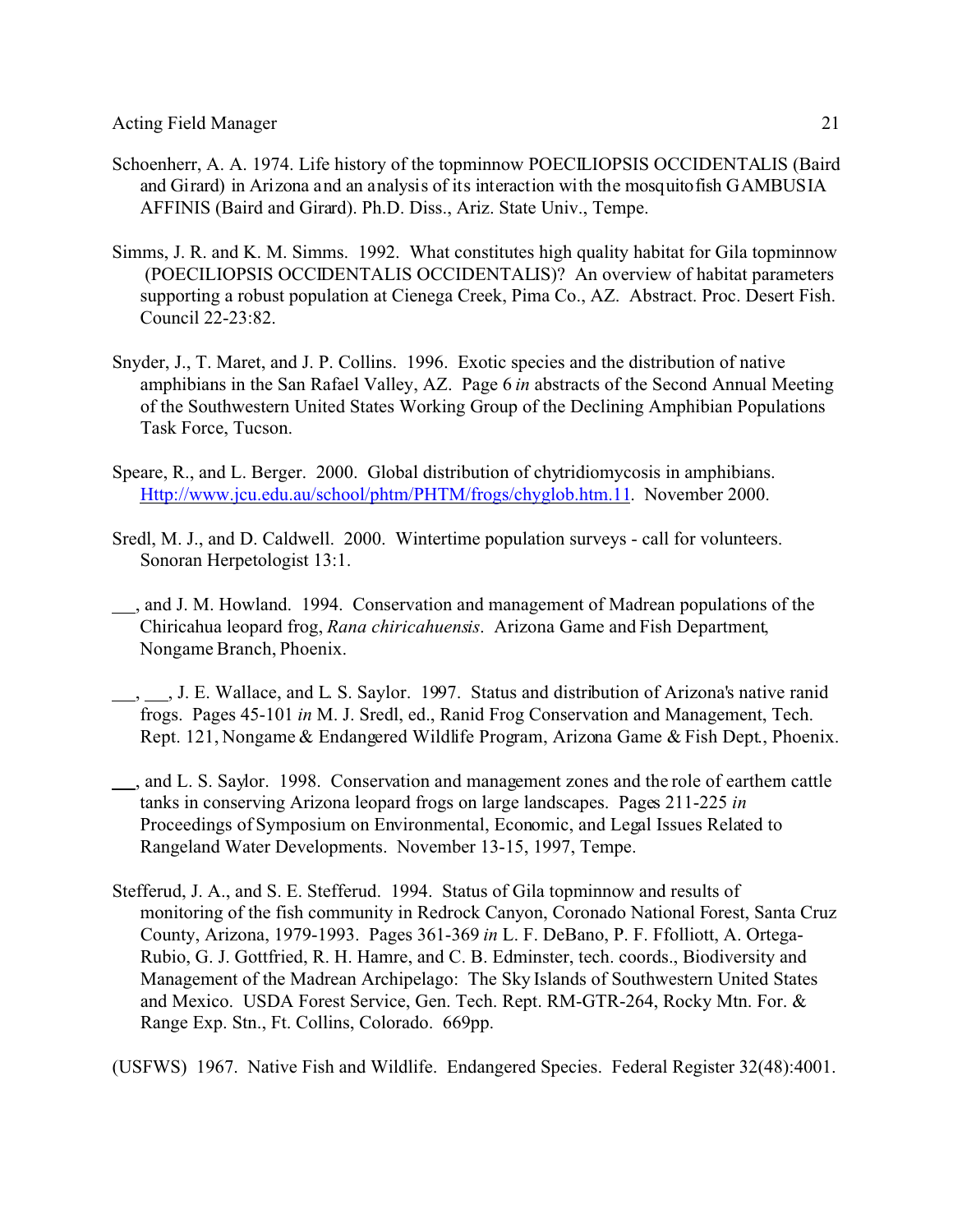Schoenherr, A. A. 1974. Life history of the topminnow POECILIOPSIS OCCIDENTALIS (Baird and Girard) in Arizona and an analysis of its interaction with the mosquitofish GAMBUSIA AFFINIS (Baird and Girard). Ph.D. Diss., Ariz. State Univ., Tempe.

Simms, J. R. and K. M. Simms. 1992. What constitutes high quality habitat for Gila topminnow (POECILIOPSIS OCCIDENTALIS OCCIDENTALIS)? An overview of habitat parameters supporting a robust population at Cienega Creek, Pima Co., AZ. Abstract. Proc. Desert Fish. Council 22-23:82.

Snyder, J., T. Maret, and J. P. Collins. 1996. Exotic species and the distribution of native amphibians in the San Rafael Valley, AZ. Page 6 *in* abstracts of the Second Annual Meeting of the Southwestern United States Working Group of the Declining Amphibian Populations Task Force, Tucson.

Speare, R., and L. Berger. 2000. Global distribution of chytridiomycosis in amphibians. Http://www.jcu.edu.au/school/phtm/PHTM/frogs/chyglob.htm.11. November 2000.

Sredl, M. J., and D. Caldwell. 2000. Wintertime population surveys - call for volunteers. Sonoran Herpetologist 13:1.

___, and J. M. Howland. 1994. Conservation and management of Madrean populations of the Chiricahua leopard frog, *Rana chiricahuensis*. Arizona Game and Fish Department, Nongame Branch, Phoenix.

___, ___, J. E. Wallace, and L. S. Saylor. 1997. Status and distribution of Arizona's native ranid frogs. Pages 45-101 *in* M. J. Sredl, ed., Ranid Frog Conservation and Management, Tech. Rept. 121, Nongame & Endangered Wildlife Program, Arizona Game & Fish Dept., Phoenix.

___, and L. S. Saylor. 1998. Conservation and management zones and the role of earthern cattle tanks in conserving Arizona leopard frogs on large landscapes. Pages 211-225 *in* Proceedings of Symposium on Environmental, Economic, and Legal Issues Related to Rangeland Water Developments. November 13-15, 1997, Tempe.

Stefferud, J. A., and S. E. Stefferud. 1994. Status of Gila topminnow and results of monitoring of the fish community in Redrock Canyon, Coronado National Forest, Santa Cruz County, Arizona, 1979-1993. Pages 361-369 *in* L. F. DeBano, P. F. Ffolliott, A. Ortega-Rubio, G. J. Gottfried, R. H. Hamre, and C. B. Edminster, tech. coords., Biodiversity and Management of the Madrean Archipelago: The Sky Islands of Southwestern United States and Mexico. USDA Forest Service, Gen. Tech. Rept. RM-GTR-264, Rocky Mtn. For. & Range Exp. Stn., Ft. Collins, Colorado. 669pp.

(USFWS) 1967. Native Fish and Wildlife. Endangered Species. Federal Register 32(48):4001.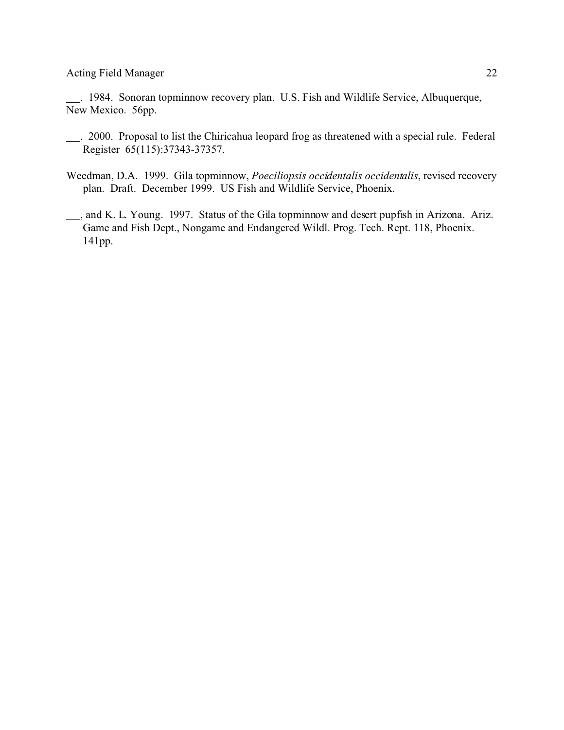___. 1984. Sonoran topminnow recovery plan. U.S. Fish and Wildlife Service, Albuquerque, New Mexico. 56pp.

___. 2000. Proposal to list the Chiricahua leopard frog as threatened with a special rule. Federal Register 65(115):37343-37357.

Weedman, D.A. 1999. Gila topminnow, *Poeciliopsis occidentalis occidentalis*, revised recovery plan. Draft. December 1999. US Fish and Wildlife Service, Phoenix.

___, and K. L. Young. 1997. Status of the Gila topminnow and desert pupfish in Arizona. Ariz. Game and Fish Dept., Nongame and Endangered Wildl. Prog. Tech. Rept. 118, Phoenix. 141pp.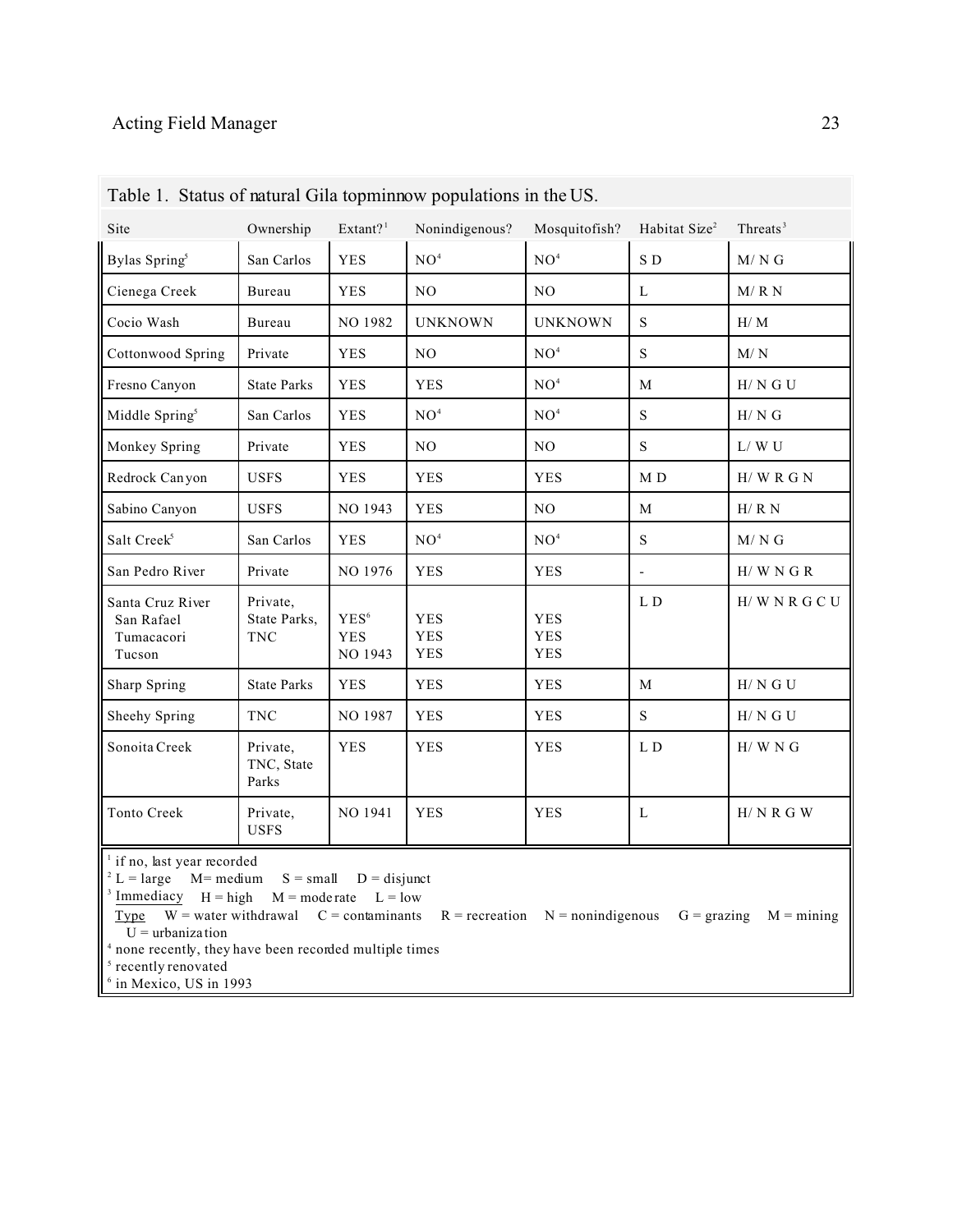Table 1. Status of natural Gila topminnow populations in the US.

| Site | Ownership | Extant?[1] | Nonindigenous? | Mosquitofish? | Habitat Size[2] | Threats[3] |
|---|---|---|---|---|---|---|
| Bylas Spring[5] | San Carlos | YES | NO[4] | NO[4] | S D | M/ N G |
| Cienega Creek | Bureau | YES | NO | NO | L | M/ R N |
| Cocio Wash | Bureau | NO 1982 | UNKNOWN | UNKNOWN | S | H/ M |
| Cottonwood Spring | Private | YES | NO | NO[4] | S | M/ N |
| Fresno Canyon | State Parks | YES | YES | NO[4] | M | H/ N G U |
| Middle Spring[5] | San Carlos | YES | NO[4] | NO[4] | S | H/ N G |
| Monkey Spring | Private | YES | NO | NO | S | L/ W U |
| Redrock Canyon | USFS | YES | YES | YES | M D | H/ W R G N |
| Sabino Canyon | USFS | NO 1943 | YES | NO | M | H/ R N |
| Salt Creek[5] | San Carlos | YES | NO[4] | NO[4] | S | M/ N G |
| San Pedro River | Private | NO 1976 | YES | YES | - | H/ W N G R |
| Santa Cruz River<br>San Rafael<br>Tumacacori<br>Tucson | Private, State Parks, TNC | <br>YES[6]<br>YES<br>NO 1943 | <br>YES<br>YES<br>YES | <br>YES<br>YES<br>YES | L D | H/ W N R G C U |
| Sharp Spring | State Parks | YES | YES | YES | M | H/ N G U |
| Sheehy Spring | TNC | NO 1987 | YES | YES | S | H/ N G U |
| Sonoita Creek | Private, TNC, State Parks | YES | YES | YES | L D | H/ W N G |
| Tonto Creek | Private, USFS | NO 1941 | YES | YES | L | H/ N R G W |

[1] if no, last year recorded
[2] L = large M= medium S = small D = disjunct
[3] Immediacy H = high M = moderate L = low
Type W = water withdrawal C = contaminants R = recreation N = nonindigenous G = grazing M = mining U = urbanization
[4] none recently, they have been recorded multiple times
[5] recently renovated
[6] in Mexico, US in 1993